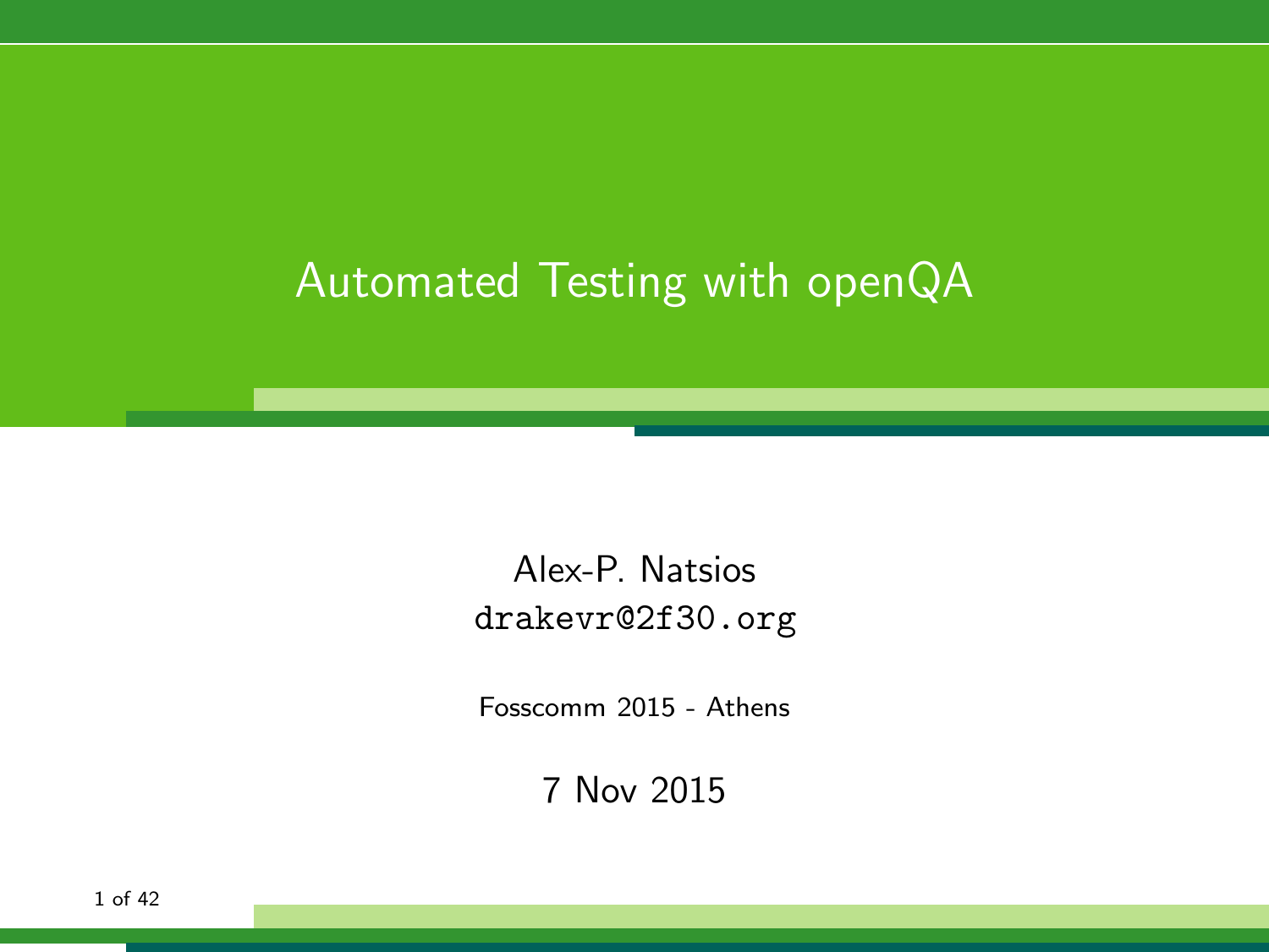# Automated Testing with openQA

Alex-P. Natsios
`drakevr@2f30.org`

Fosscomm 2015 - Athens

7 Nov 2015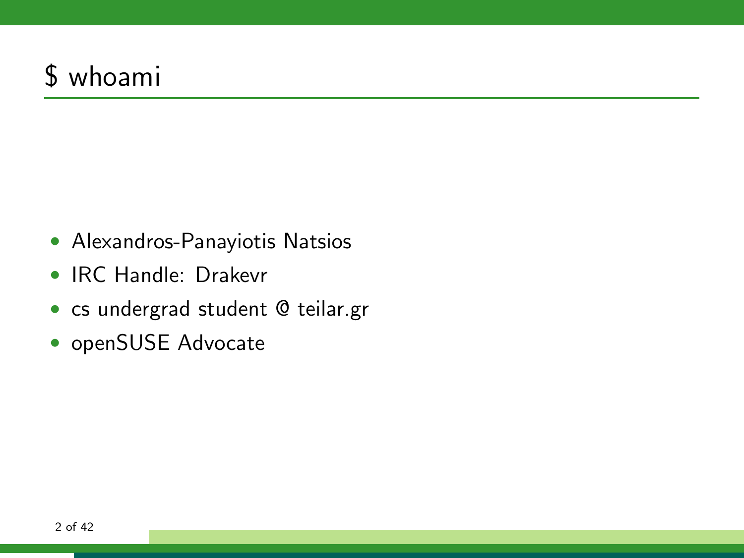# $ whoami

- Alexandros-Panayiotis Natsios
- IRC Handle: Drakevr
- cs undergrad student @ teilar.gr
- openSUSE Advocate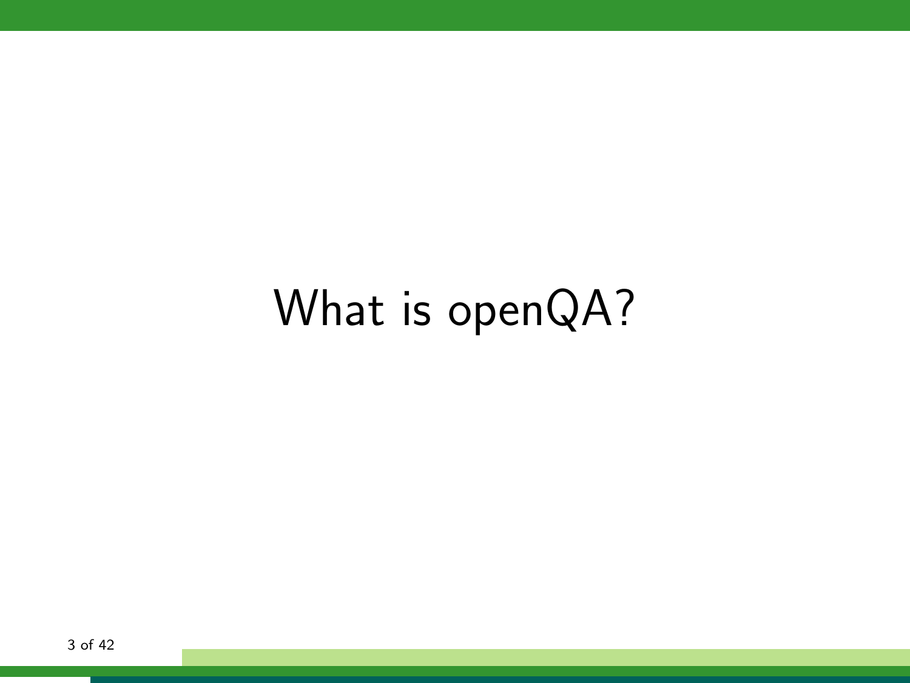# What is openQA?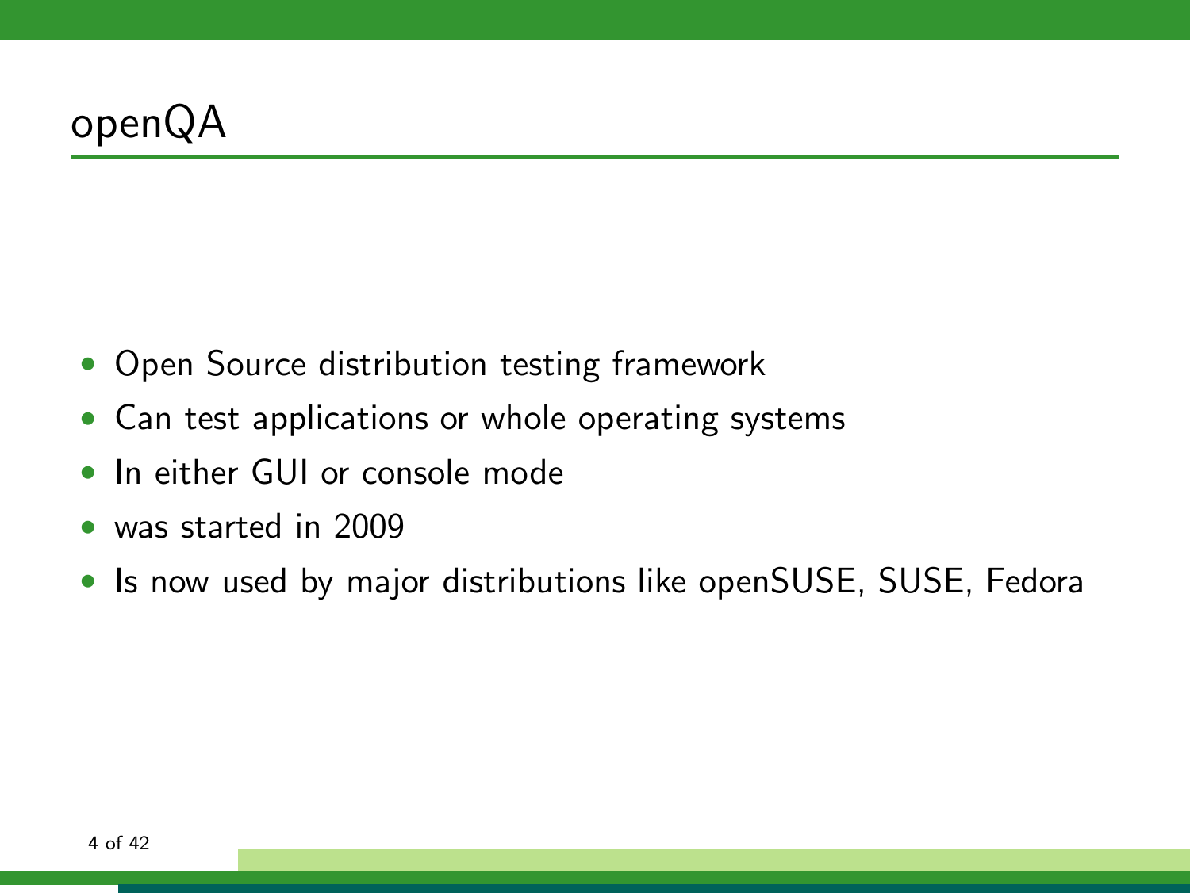# openQA

- Open Source distribution testing framework
- Can test applications or whole operating systems
- In either GUI or console mode
- was started in 2009
- Is now used by major distributions like openSUSE, SUSE, Fedora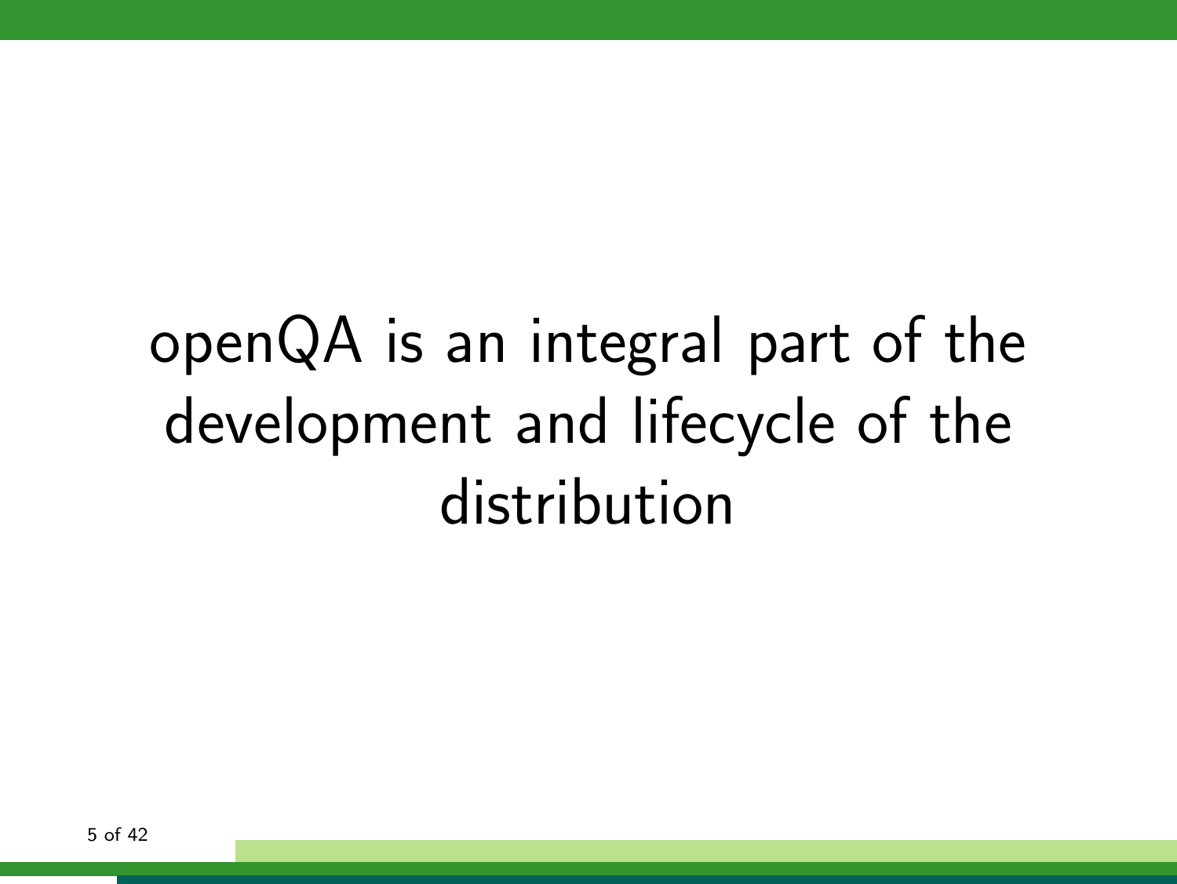openQA is an integral part of the development and lifecycle of the distribution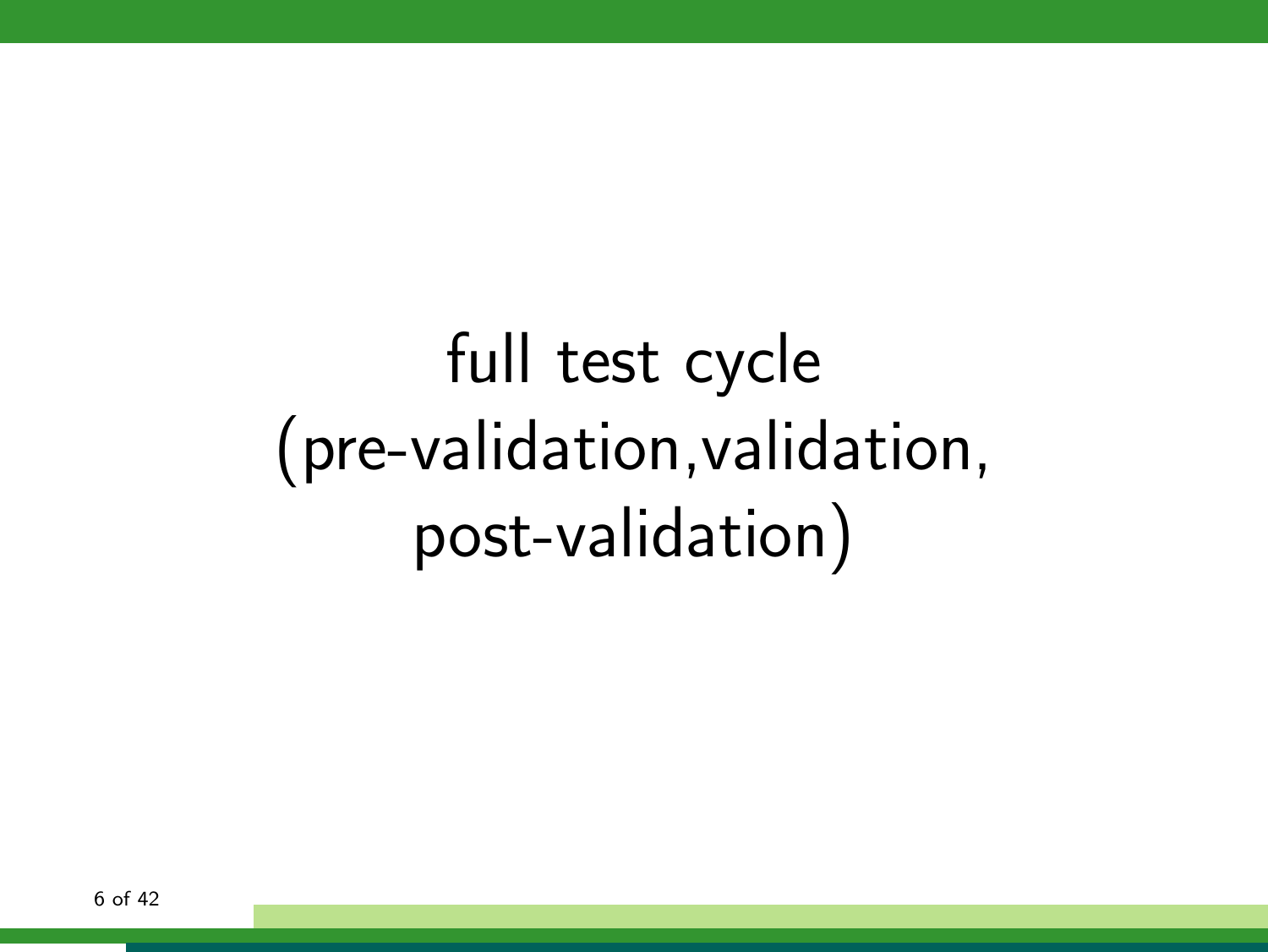# full test cycle (pre-validation,validation, post-validation)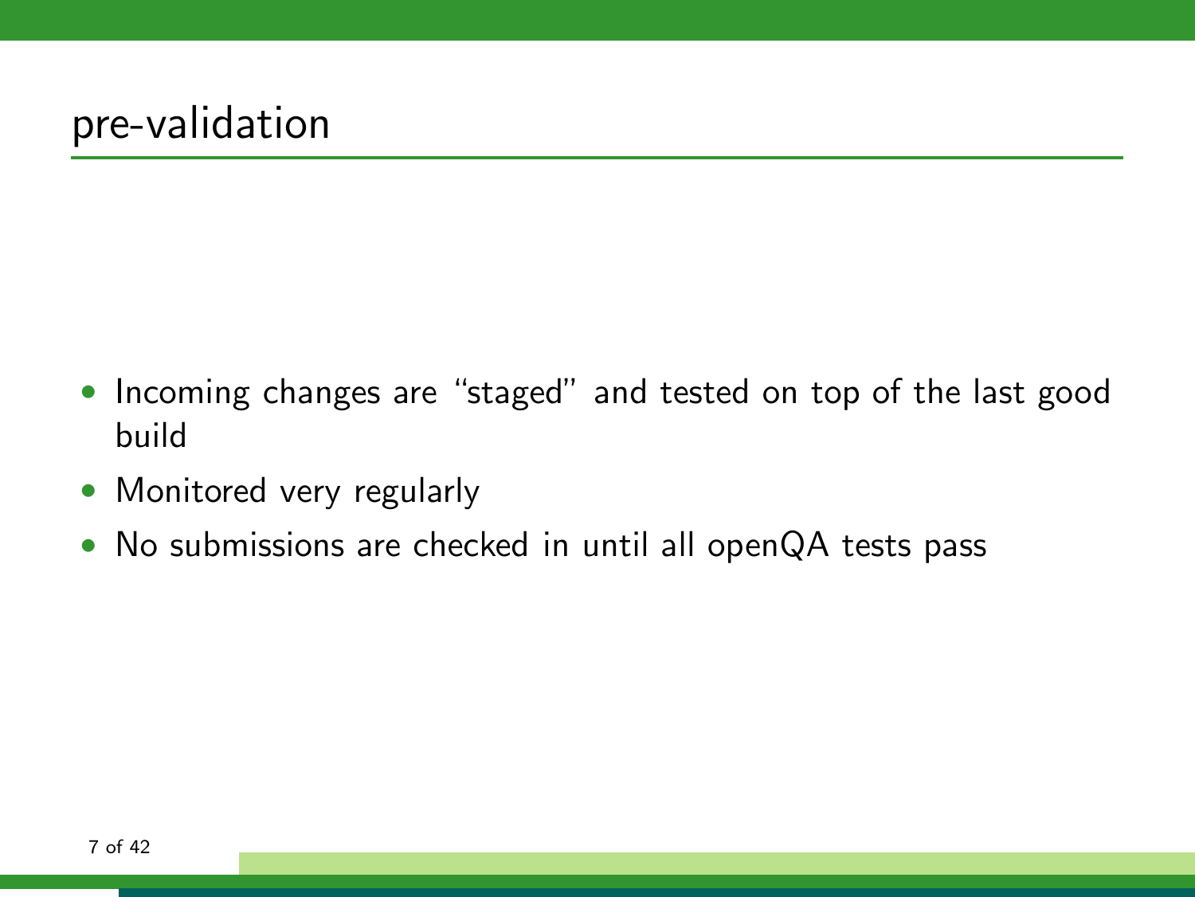# pre-validation

- Incoming changes are “staged” and tested on top of the last good build
- Monitored very regularly
- No submissions are checked in until all openQA tests pass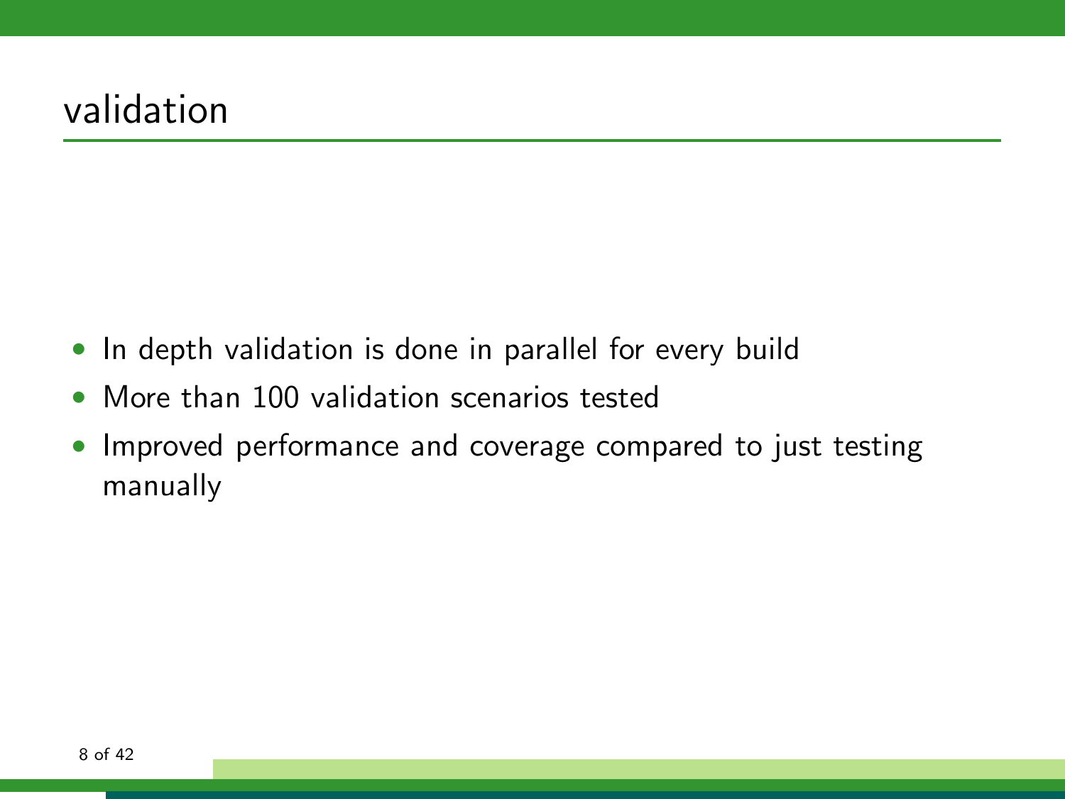# validation

- In depth validation is done in parallel for every build
- More than 100 validation scenarios tested
- Improved performance and coverage compared to just testing manually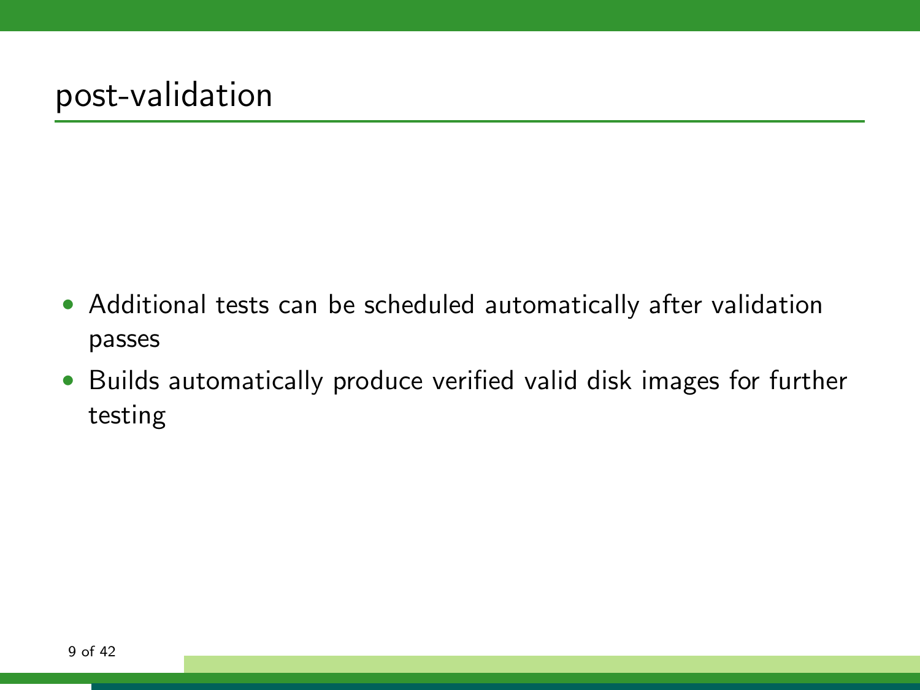## post-validation

- Additional tests can be scheduled automatically after validation passes
- Builds automatically produce verified valid disk images for further testing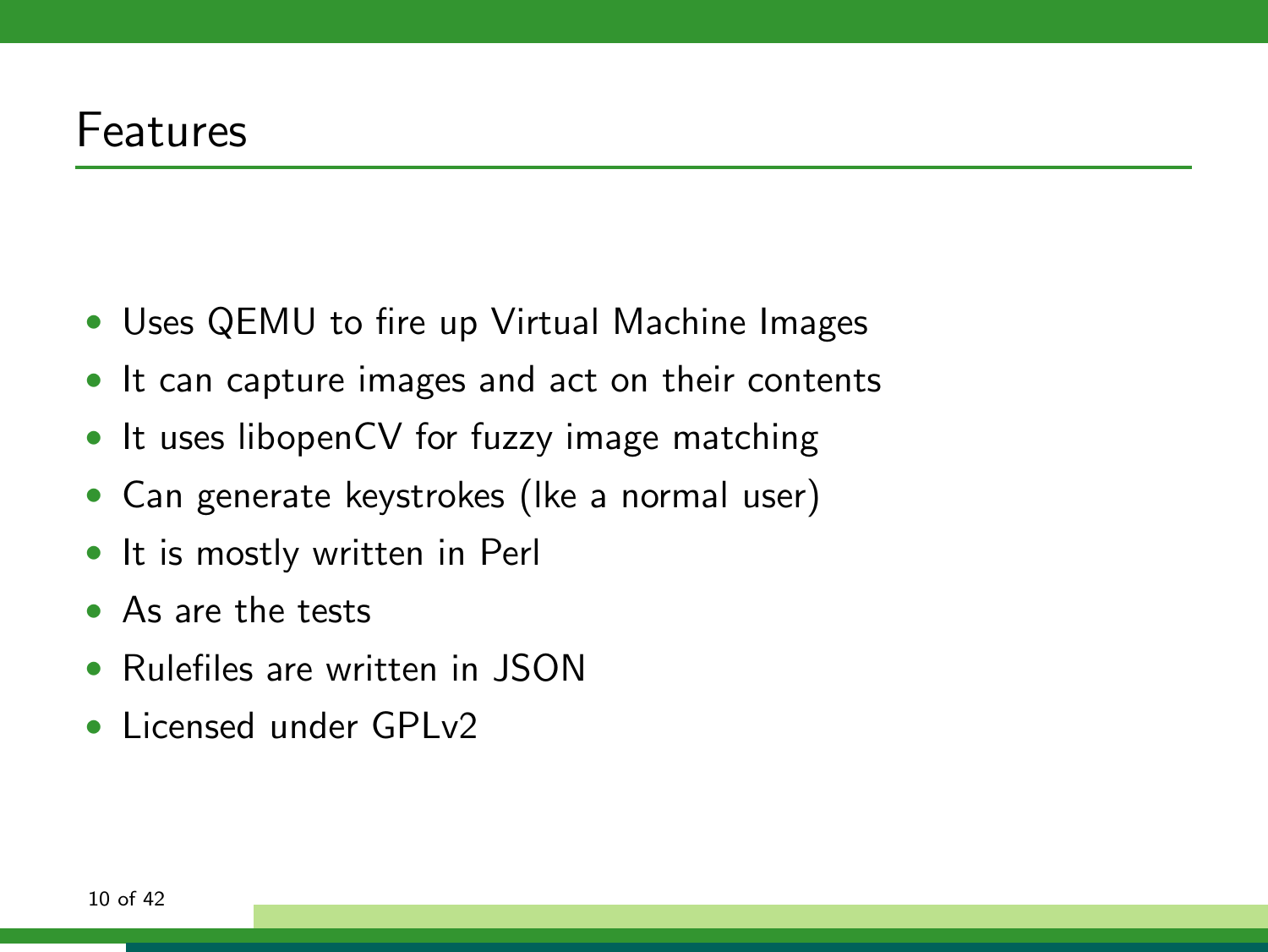# Features

- Uses QEMU to fire up Virtual Machine Images
- It can capture images and act on their contents
- It uses libopenCV for fuzzy image matching
- Can generate keystrokes (lke a normal user)
- It is mostly written in Perl
- As are the tests
- Rulefiles are written in JSON
- Licensed under GPLv2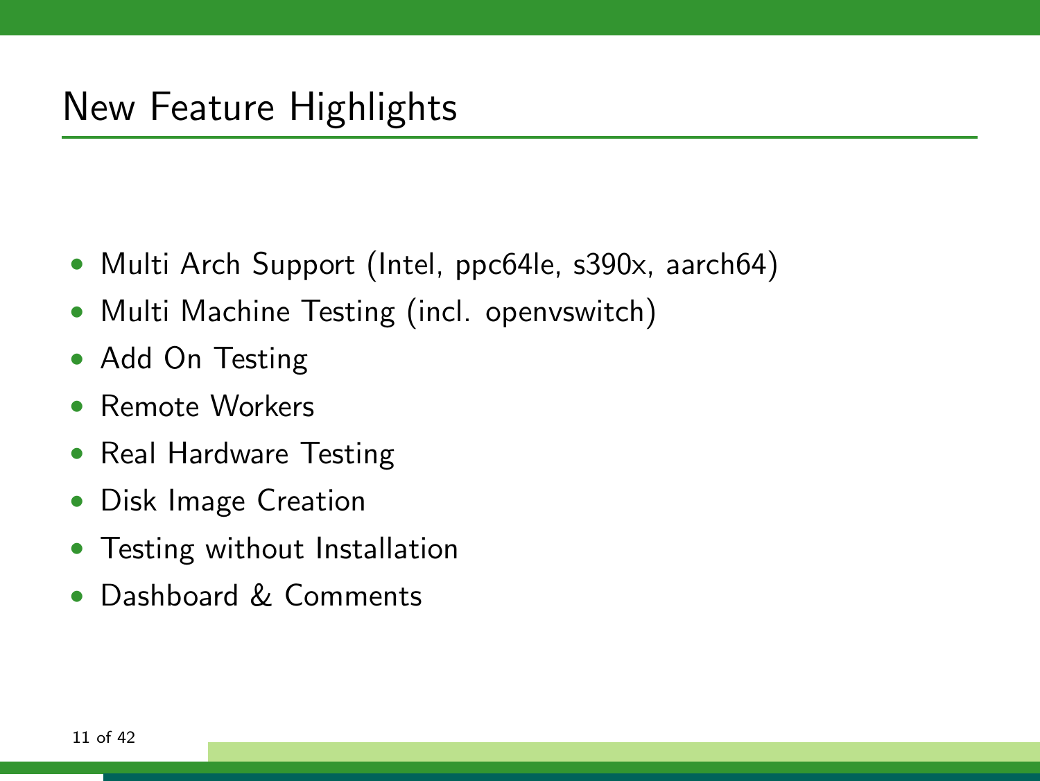# New Feature Highlights

- Multi Arch Support (Intel, ppc64le, s390x, aarch64)
- Multi Machine Testing (incl. openvswitch)
- Add On Testing
- Remote Workers
- Real Hardware Testing
- Disk Image Creation
- Testing without Installation
- Dashboard & Comments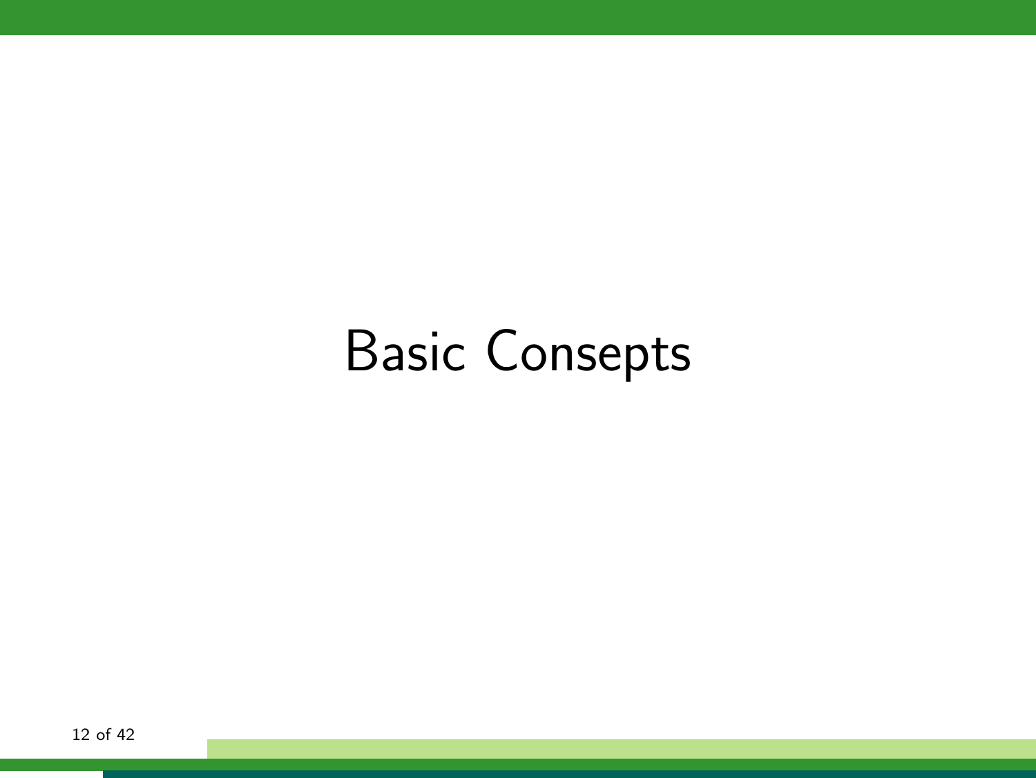# Basic Consepts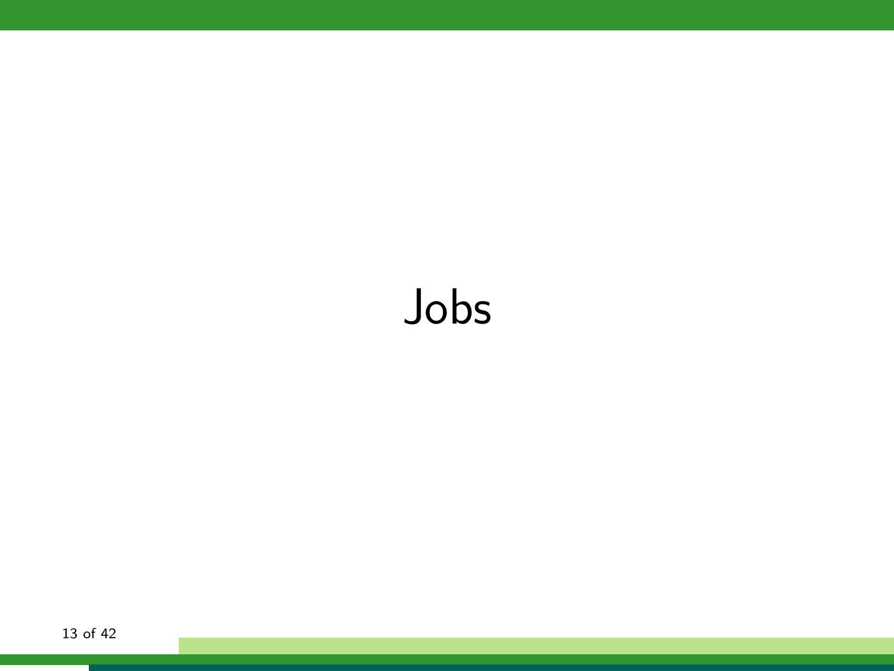# Jobs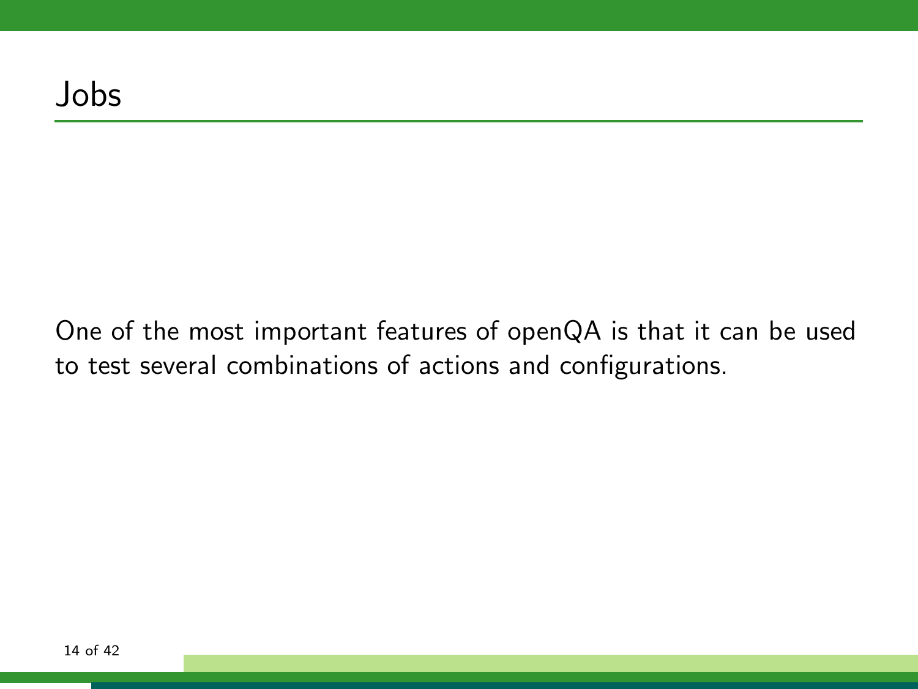# Jobs

One of the most important features of openQA is that it can be used to test several combinations of actions and configurations.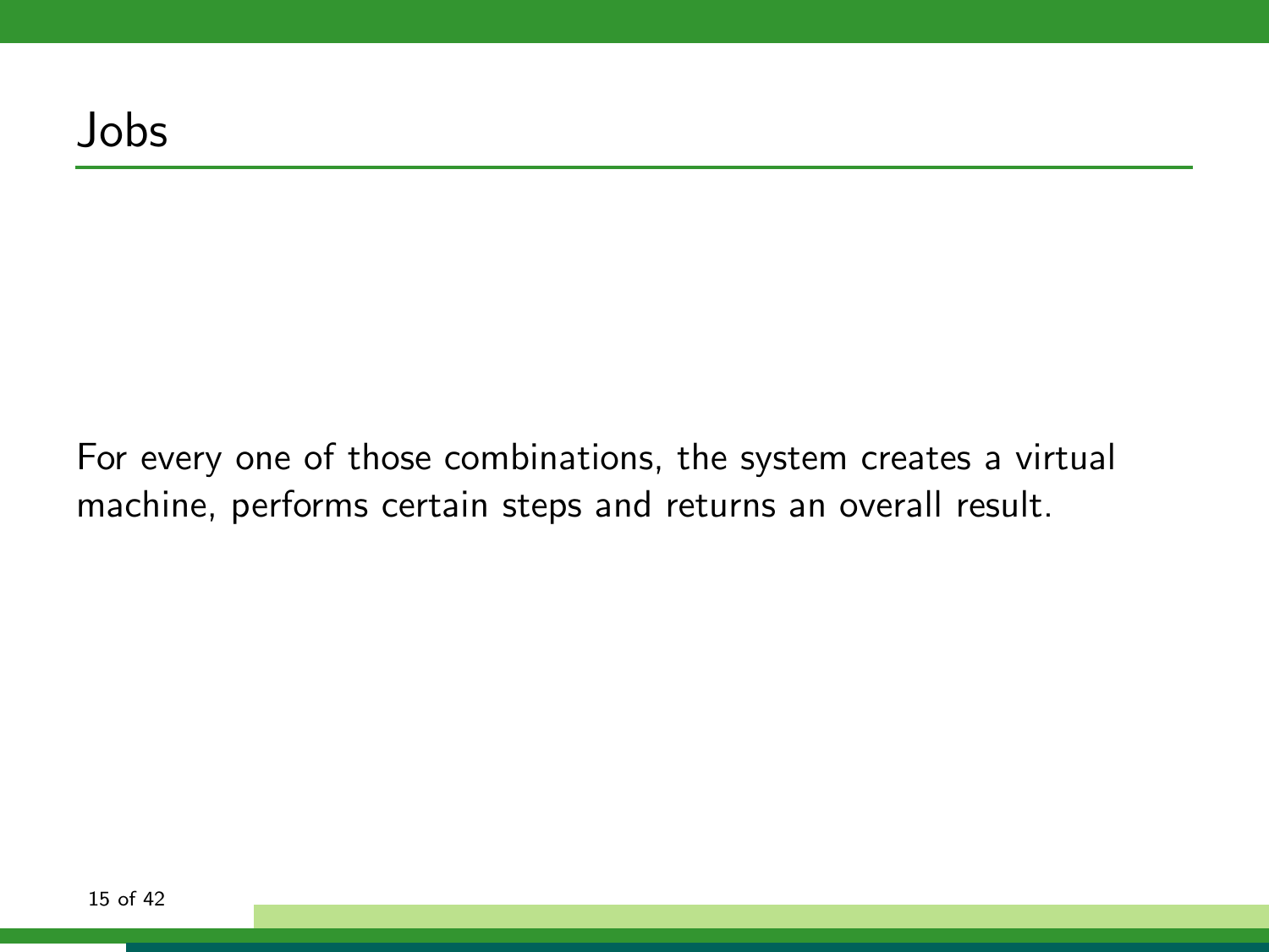# Jobs

For every one of those combinations, the system creates a virtual machine, performs certain steps and returns an overall result.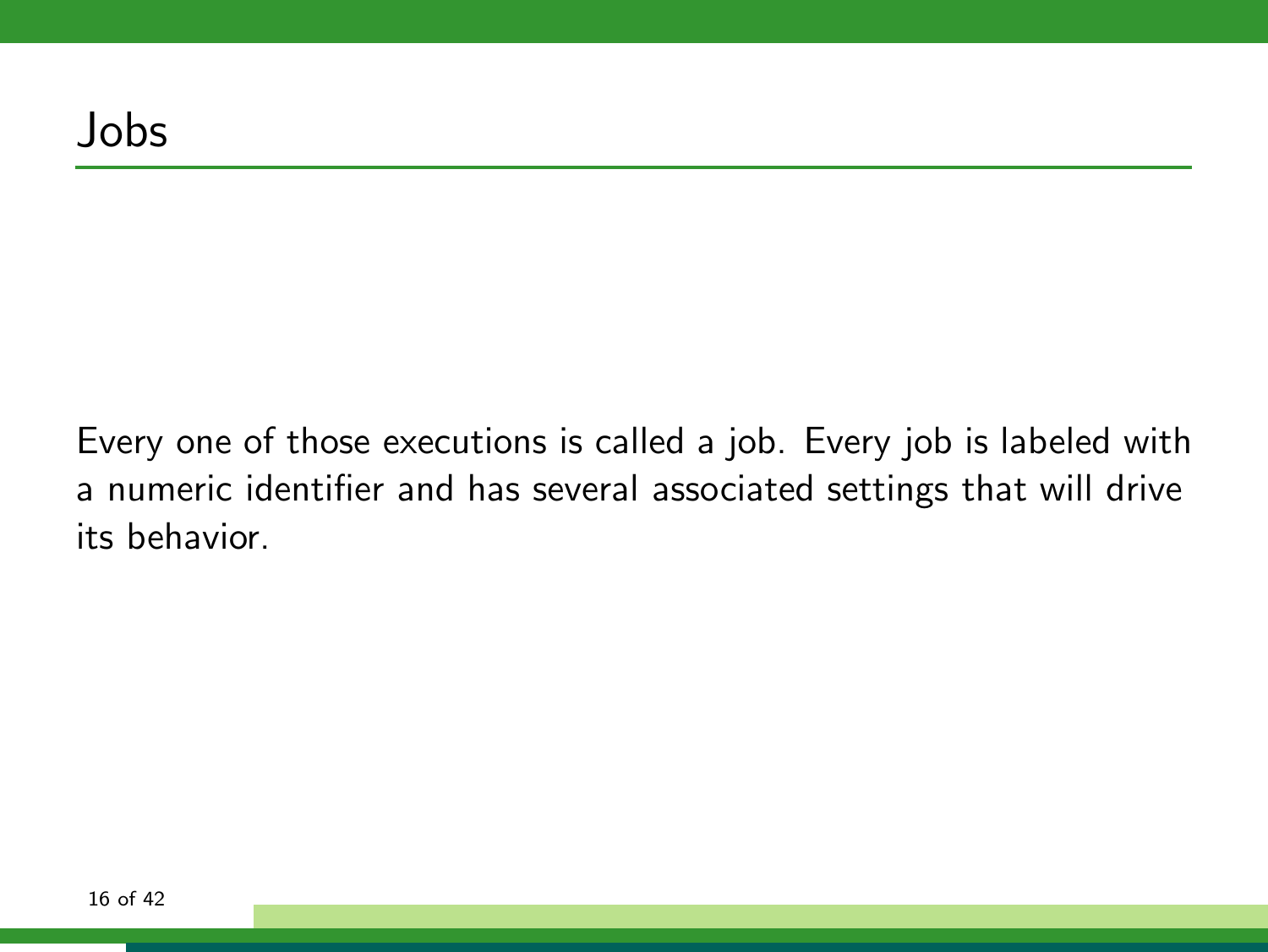# Jobs

Every one of those executions is called a job. Every job is labeled with a numeric identifier and has several associated settings that will drive its behavior.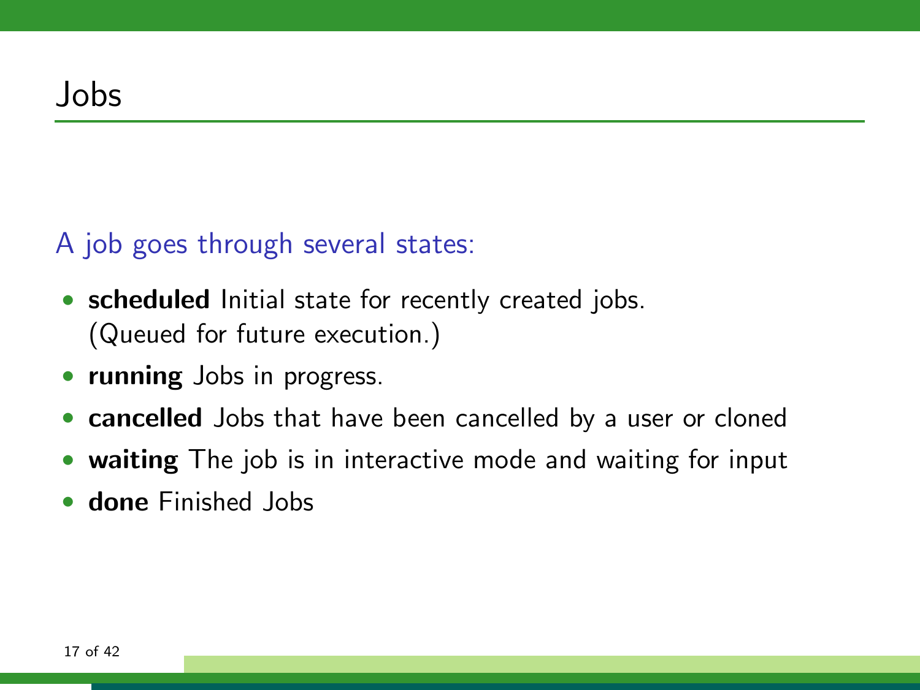# Jobs

A job goes through several states:

- **scheduled** Initial state for recently created jobs. (Queued for future execution.)
- **running** Jobs in progress.
- **cancelled** Jobs that have been cancelled by a user or cloned
- **waiting** The job is in interactive mode and waiting for input
- **done** Finished Jobs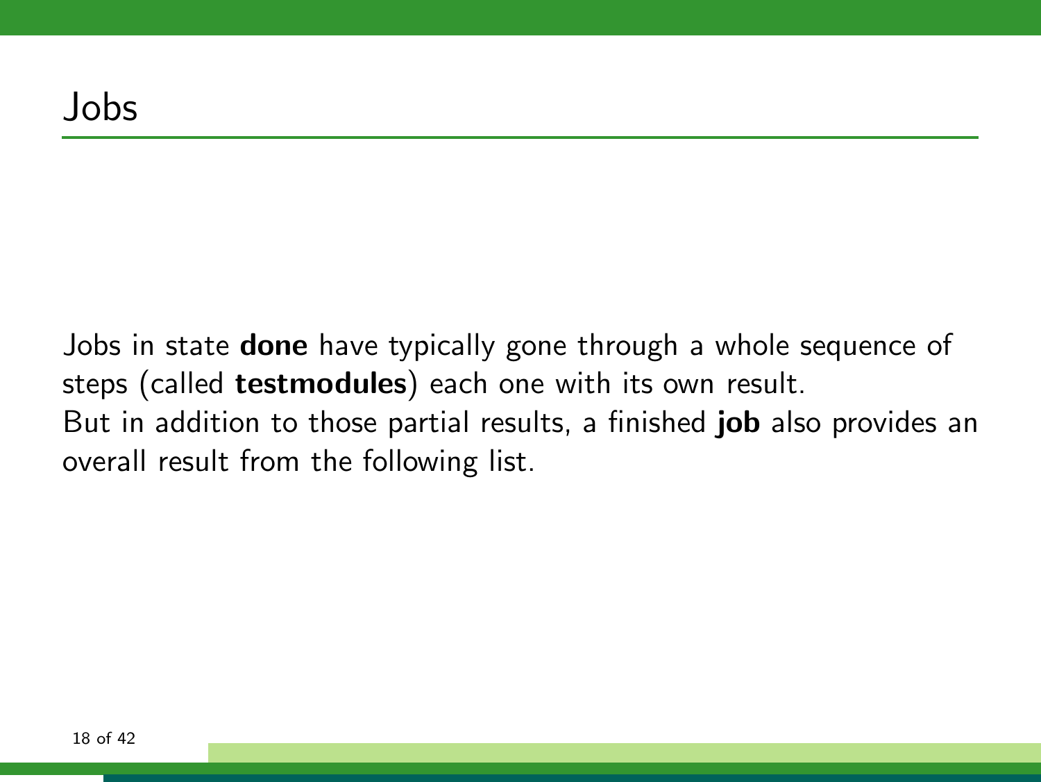# Jobs

Jobs in state **done** have typically gone through a whole sequence of steps (called **testmodules**) each one with its own result.
But in addition to those partial results, a finished **job** also provides an overall result from the following list.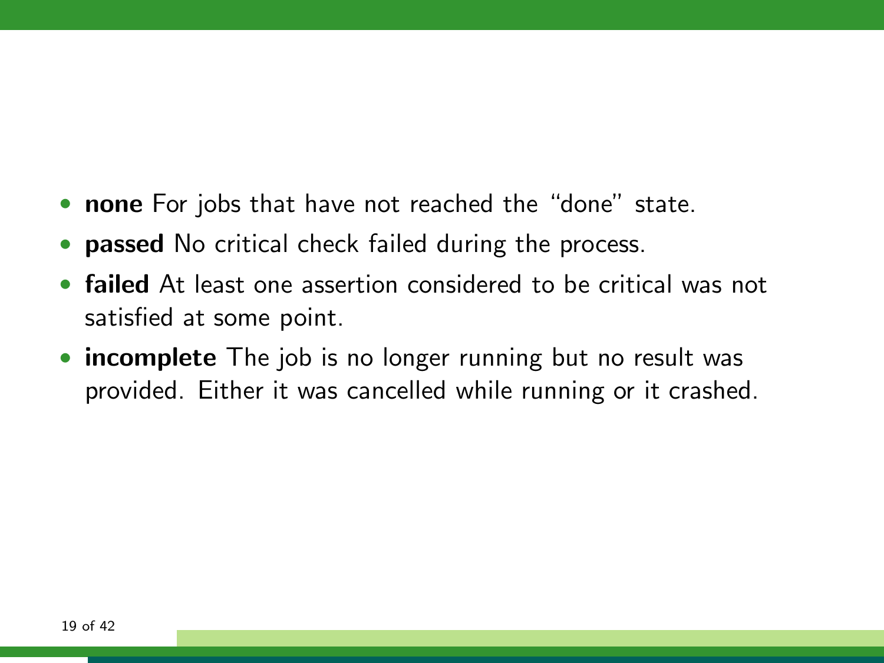- **none** For jobs that have not reached the “done” state.
- **passed** No critical check failed during the process.
- **failed** At least one assertion considered to be critical was not satisfied at some point.
- **incomplete** The job is no longer running but no result was provided. Either it was cancelled while running or it crashed.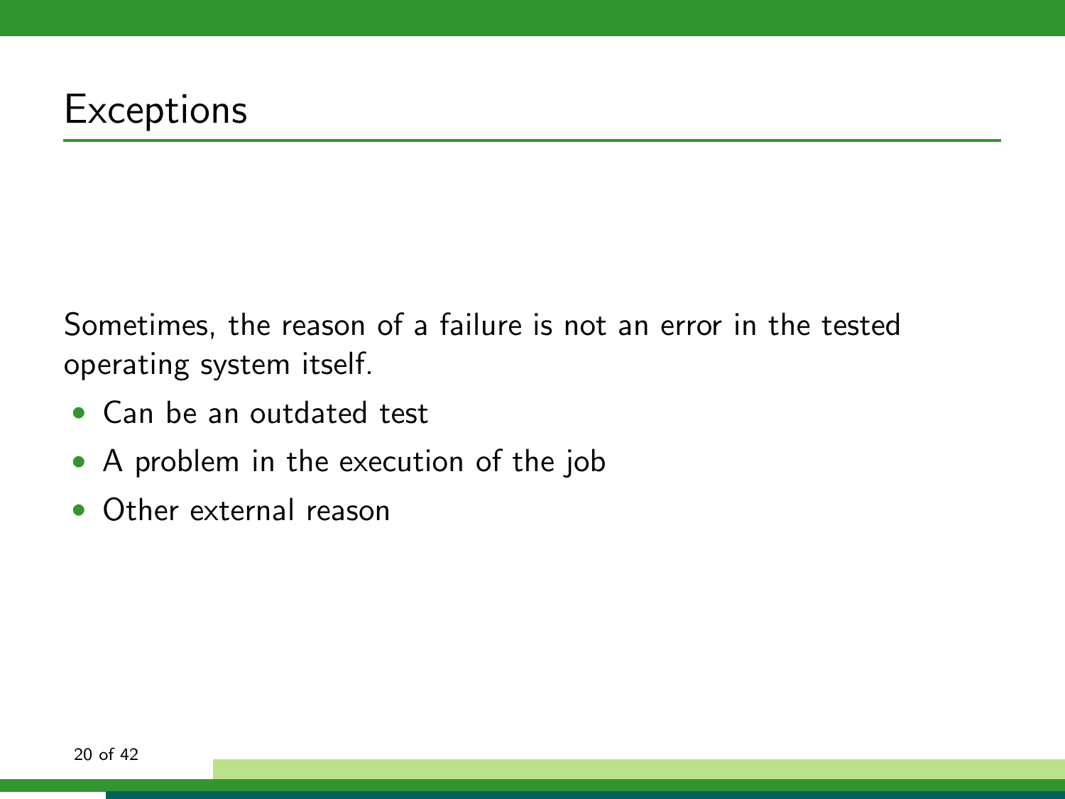# Exceptions

Sometimes, the reason of a failure is not an error in the tested operating system itself.

- Can be an outdated test
- A problem in the execution of the job
- Other external reason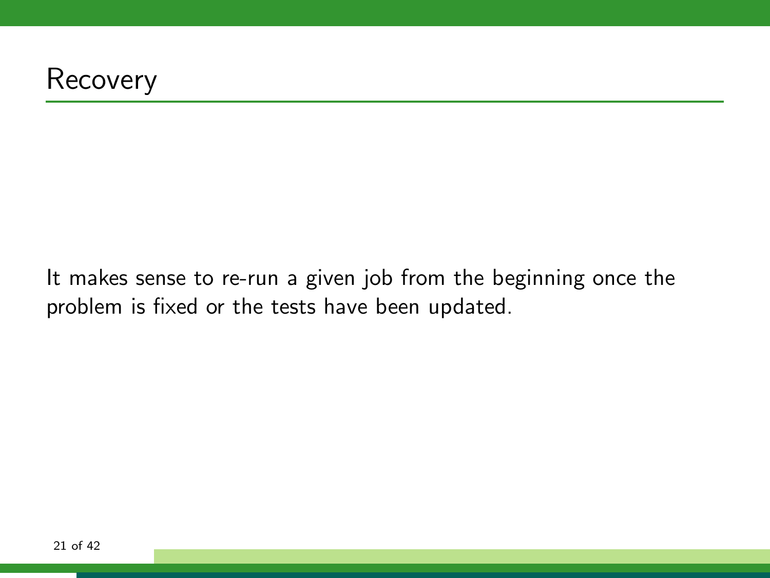# Recovery

It makes sense to re-run a given job from the beginning once the problem is fixed or the tests have been updated.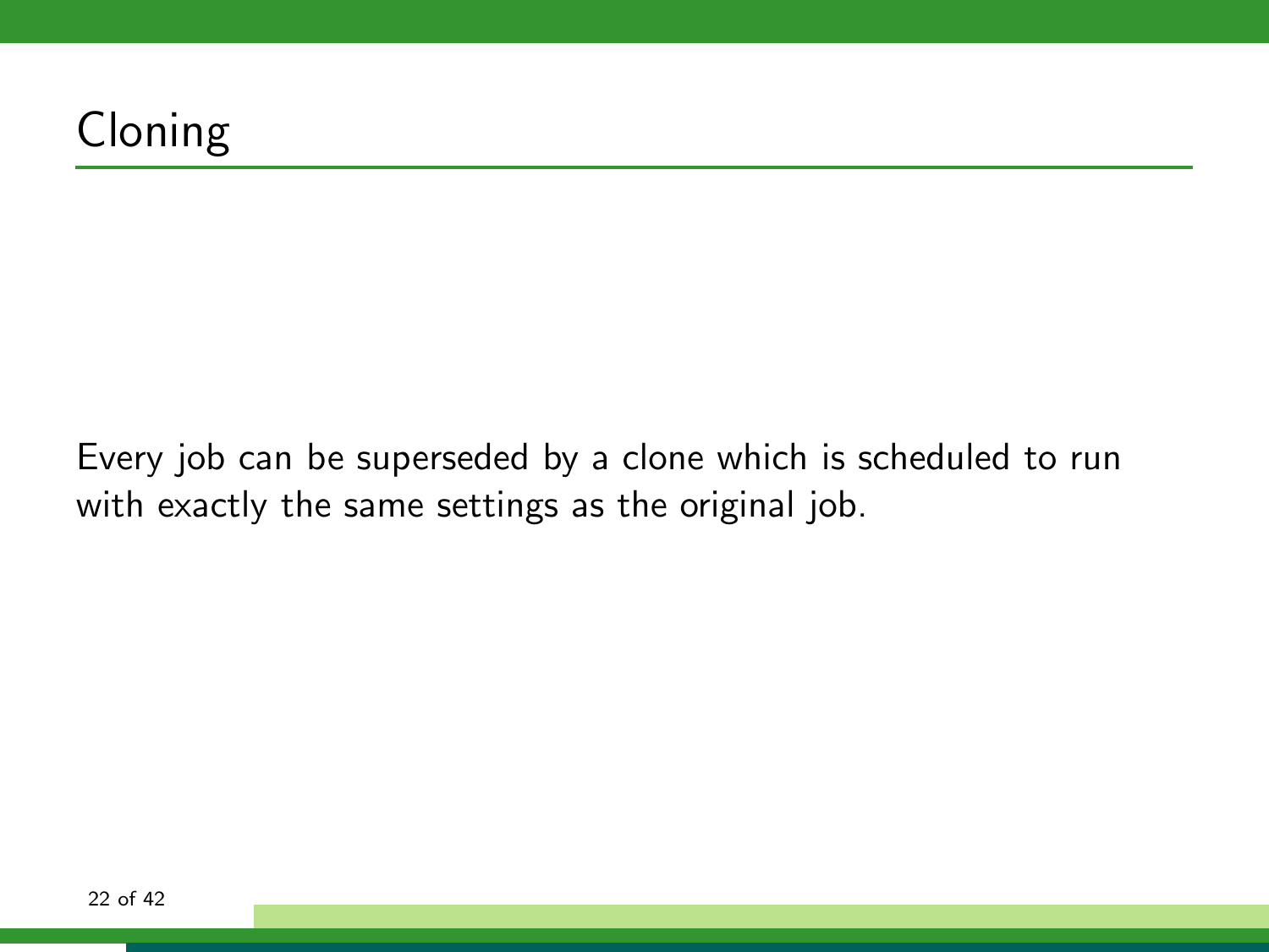# Cloning

Every job can be superseded by a clone which is scheduled to run with exactly the same settings as the original job.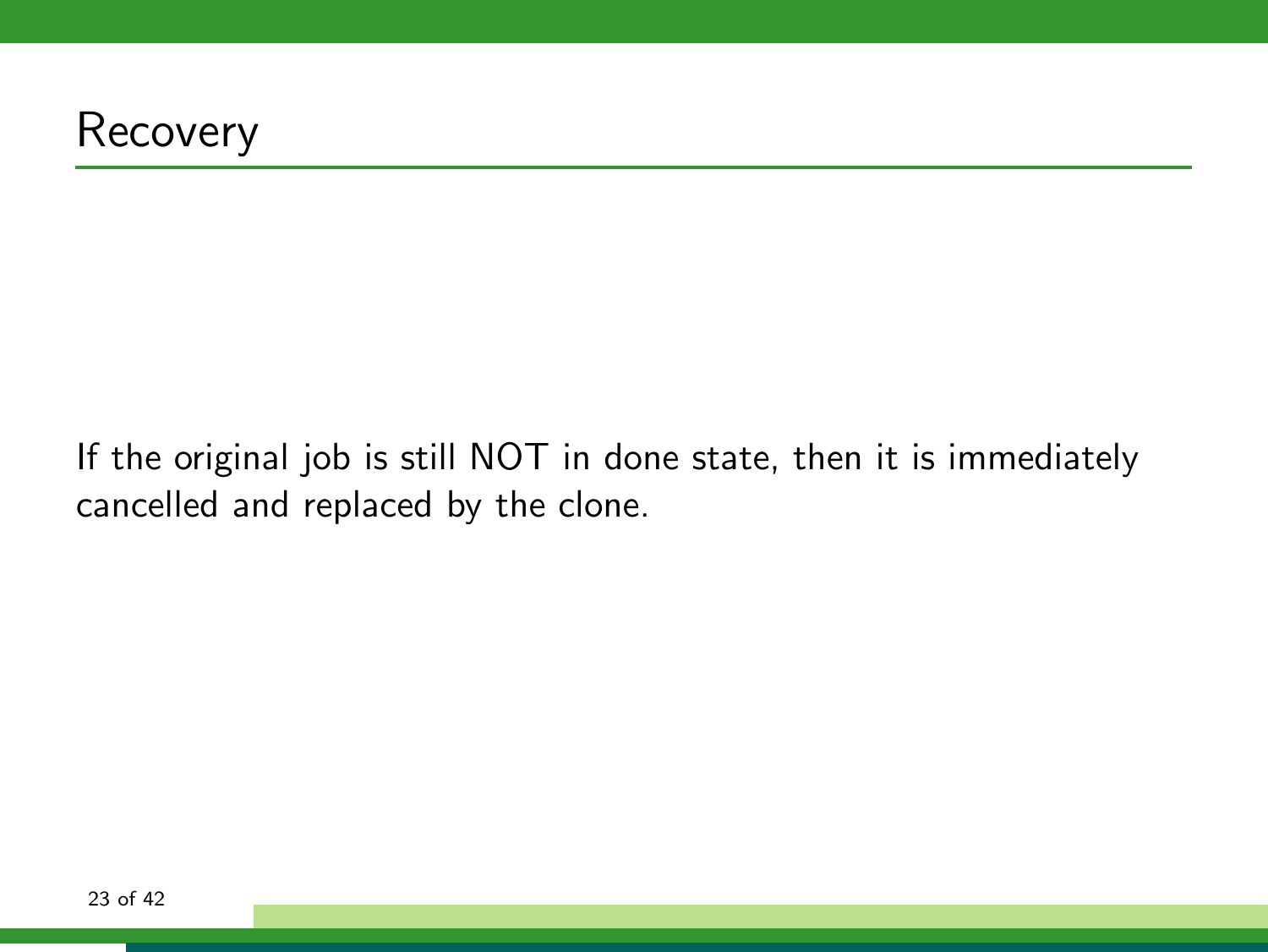# Recovery

If the original job is still NOT in done state, then it is immediately cancelled and replaced by the clone.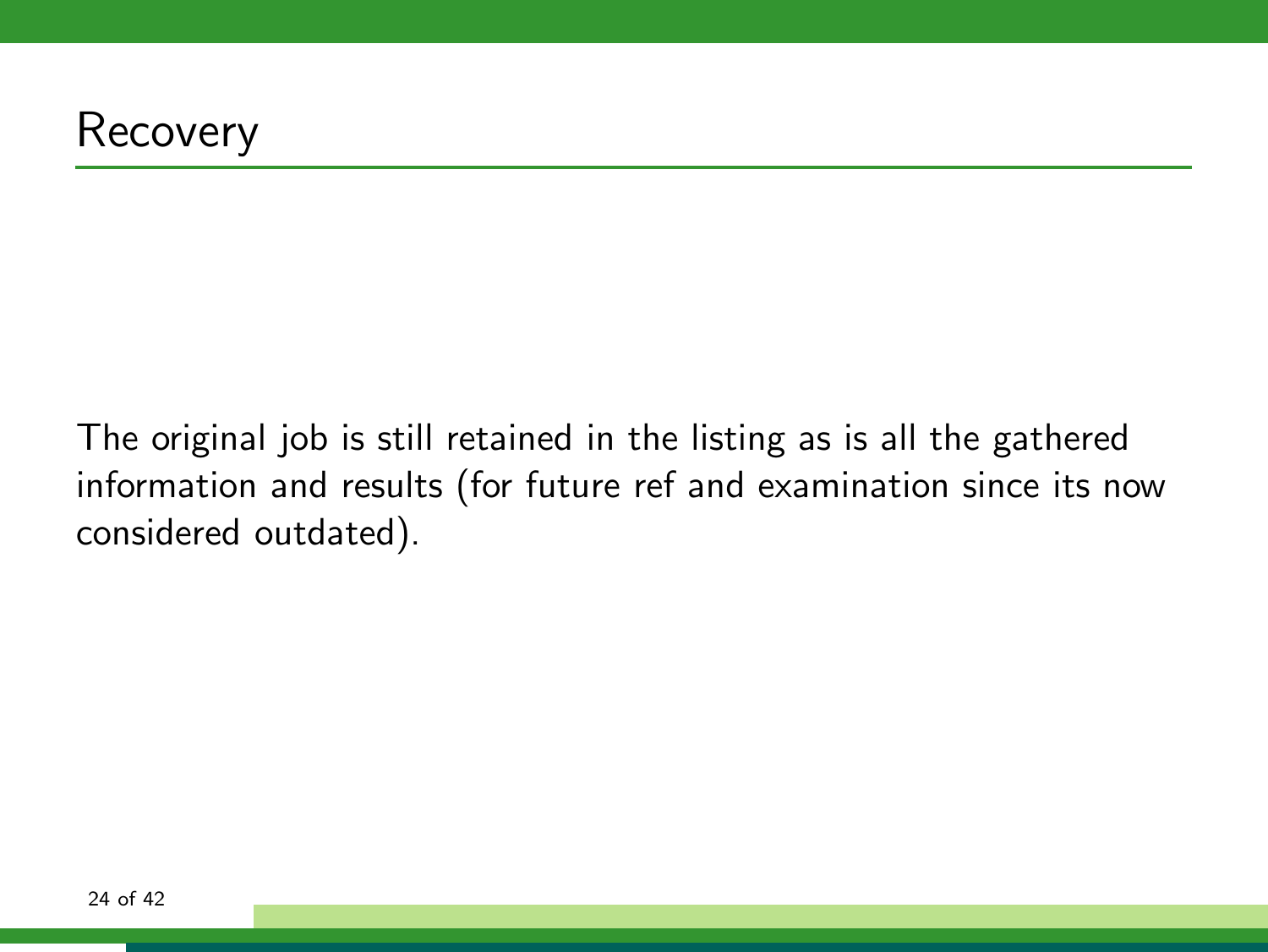# Recovery

The original job is still retained in the listing as is all the gathered information and results (for future ref and examination since its now considered outdated).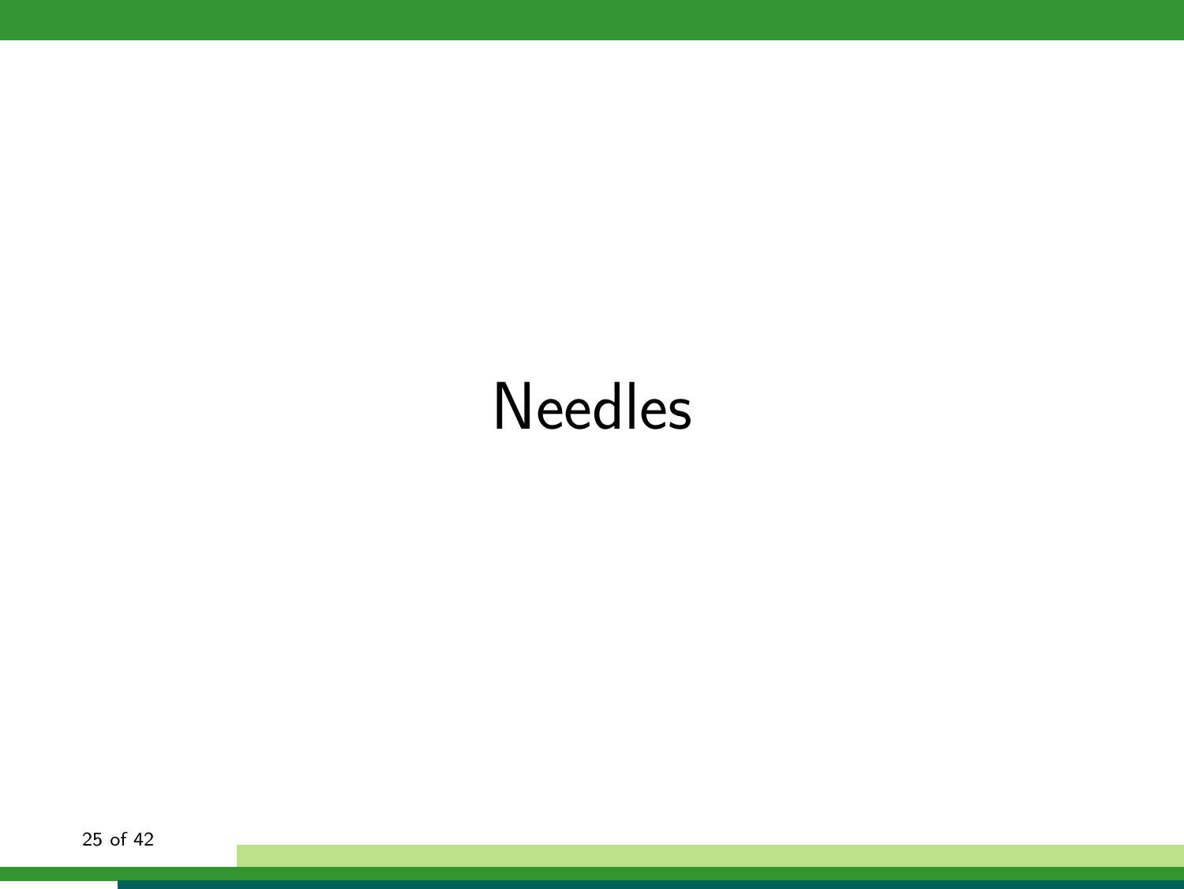# Needles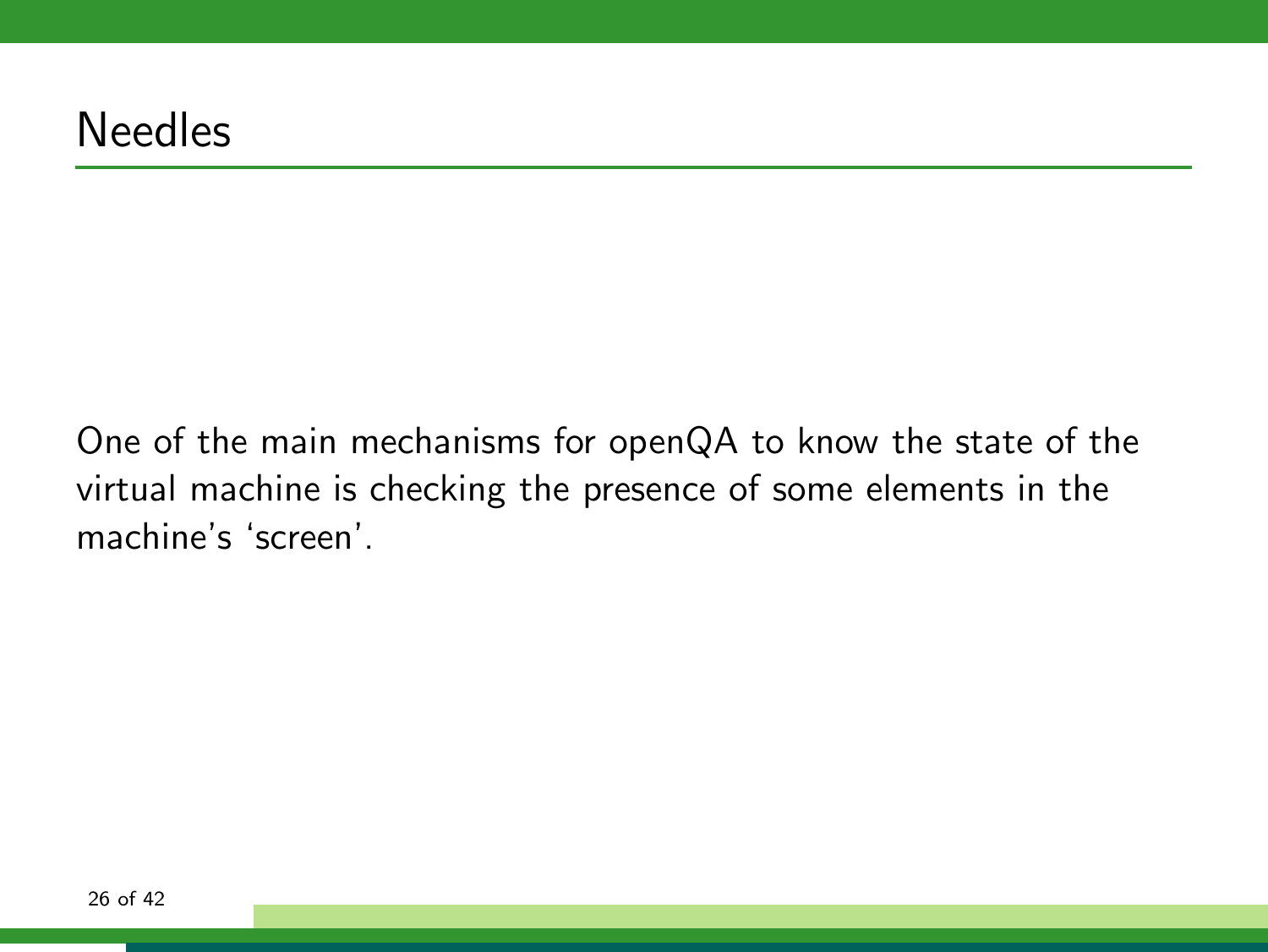# Needles

One of the main mechanisms for openQA to know the state of the virtual machine is checking the presence of some elements in the machine's 'screen'.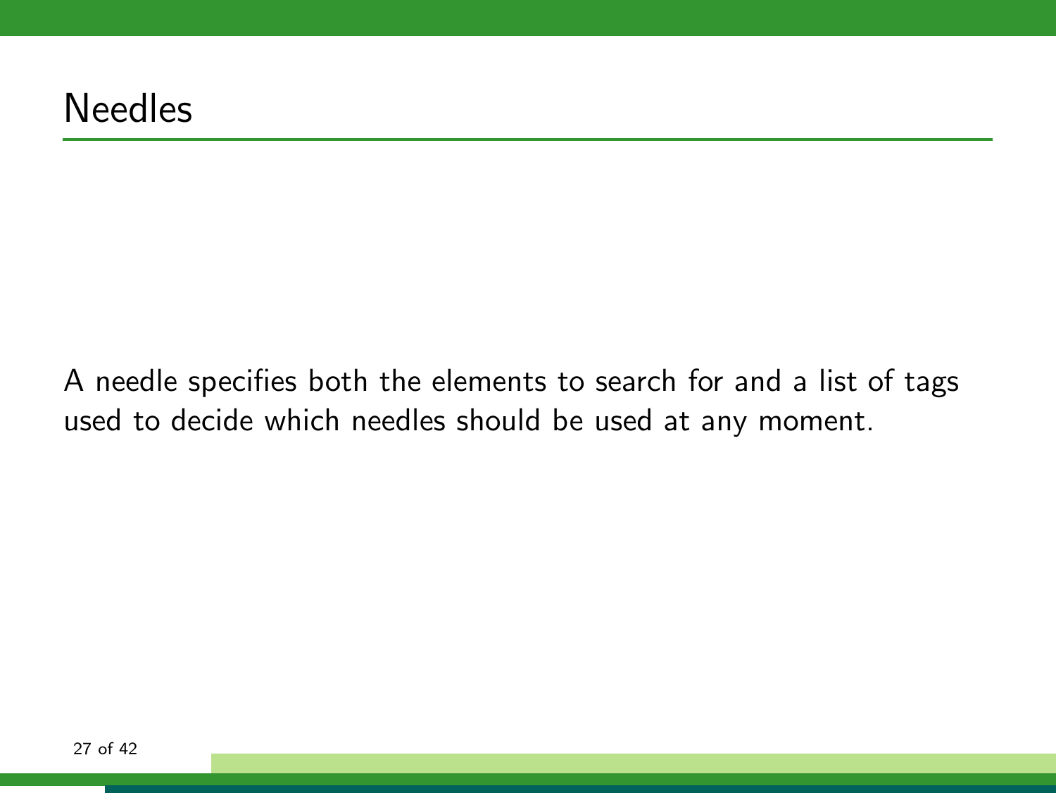# Needles

A needle specifies both the elements to search for and a list of tags used to decide which needles should be used at any moment.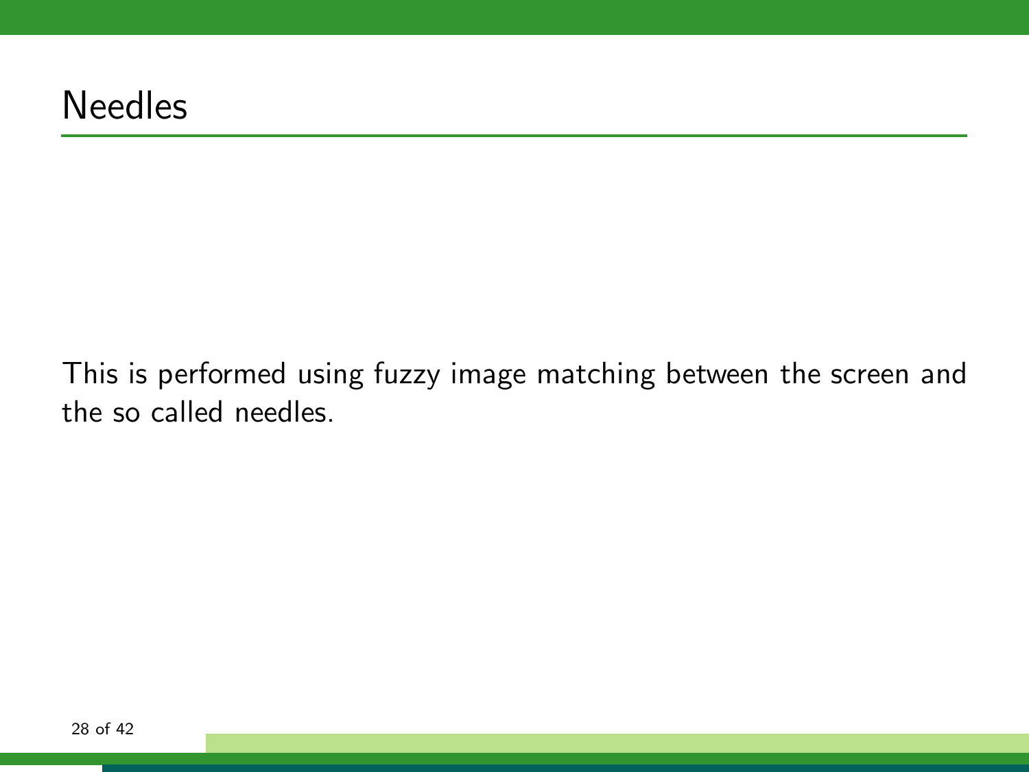# Needles

This is performed using fuzzy image matching between the screen and the so called needles.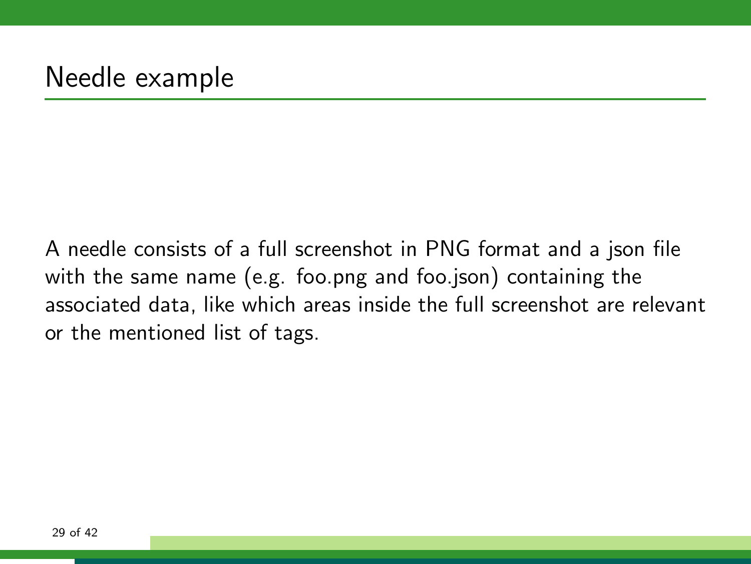# Needle example

A needle consists of a full screenshot in PNG format and a json file with the same name (e.g. foo.png and foo.json) containing the associated data, like which areas inside the full screenshot are relevant or the mentioned list of tags.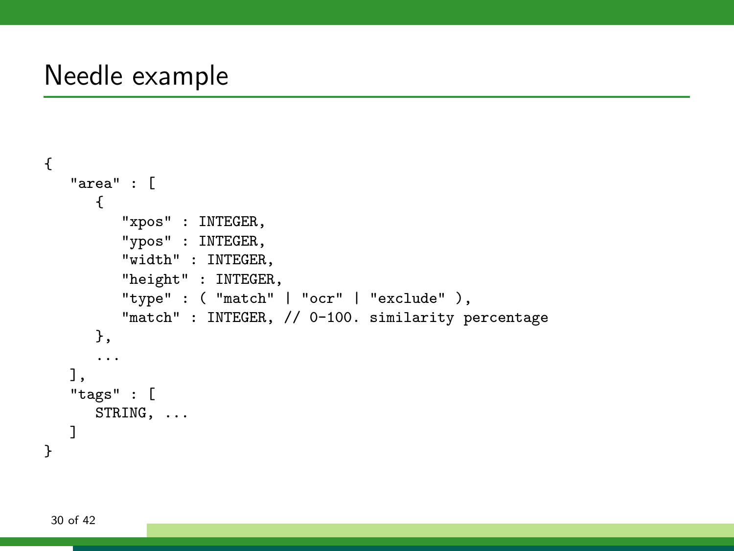# Needle example

```
{
   "area" : [
      {
         "xpos" : INTEGER,
         "ypos" : INTEGER,
         "width" : INTEGER,
         "height" : INTEGER,
         "type" : ( "match" | "ocr" | "exclude" ),
         "match" : INTEGER, // 0-100. similarity percentage
      },
      ...
   ],
   "tags" : [
      STRING, ...
   ]
}
```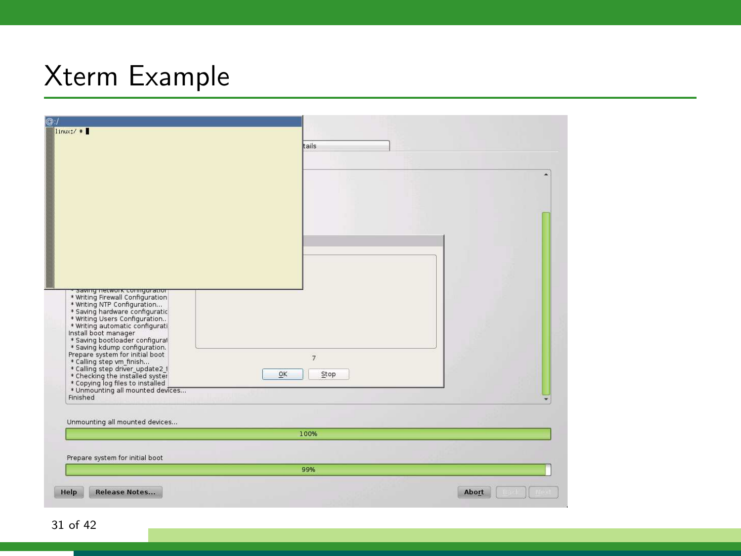# Xterm Example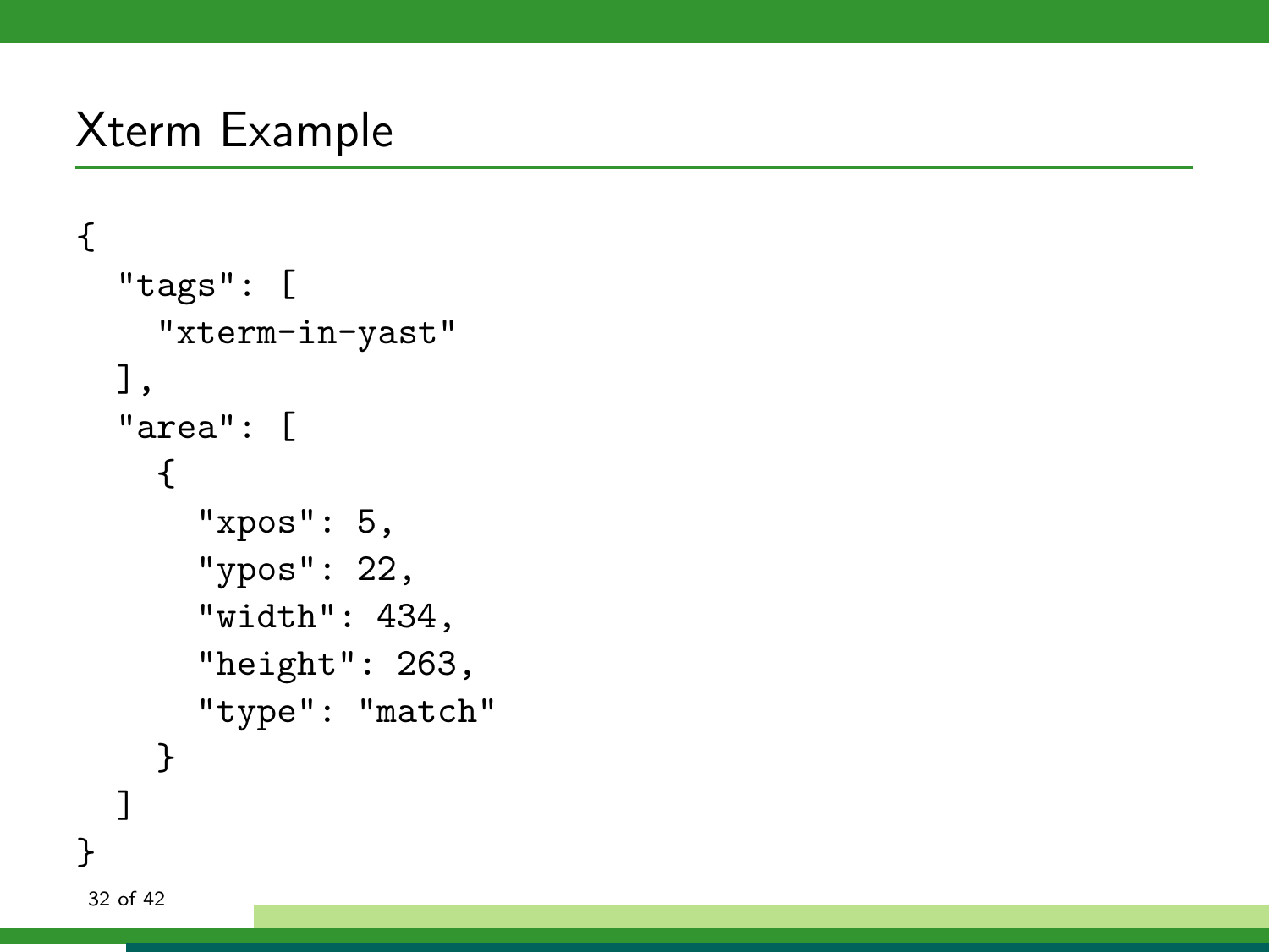# Xterm Example

```
{
  "tags": [
    "xterm-in-yast"
  ],
  "area": [
    {
      "xpos": 5,
      "ypos": 22,
      "width": 434,
      "height": 263,
      "type": "match"
    }
  ]
}
```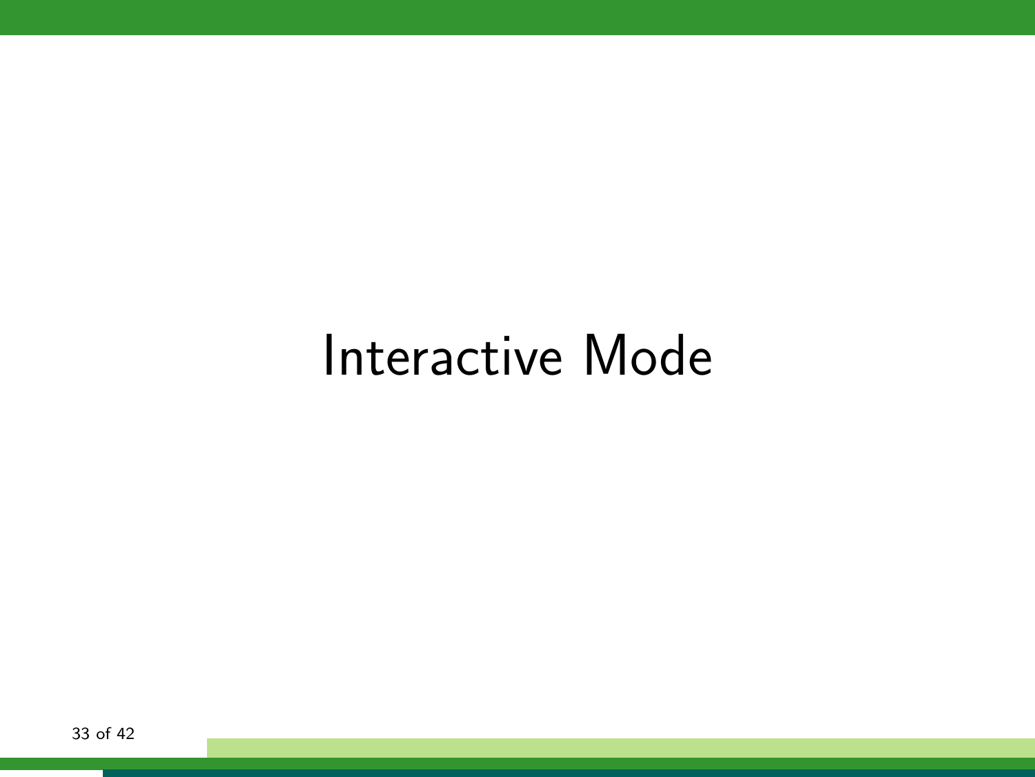# Interactive Mode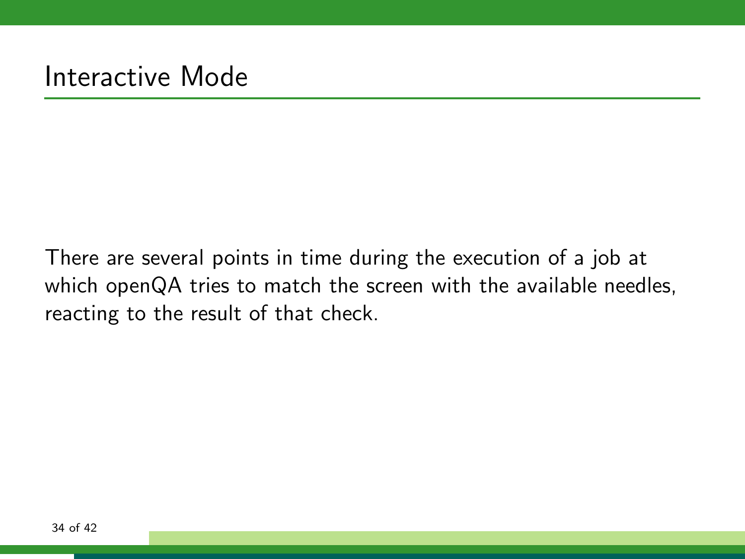# Interactive Mode

There are several points in time during the execution of a job at which openQA tries to match the screen with the available needles, reacting to the result of that check.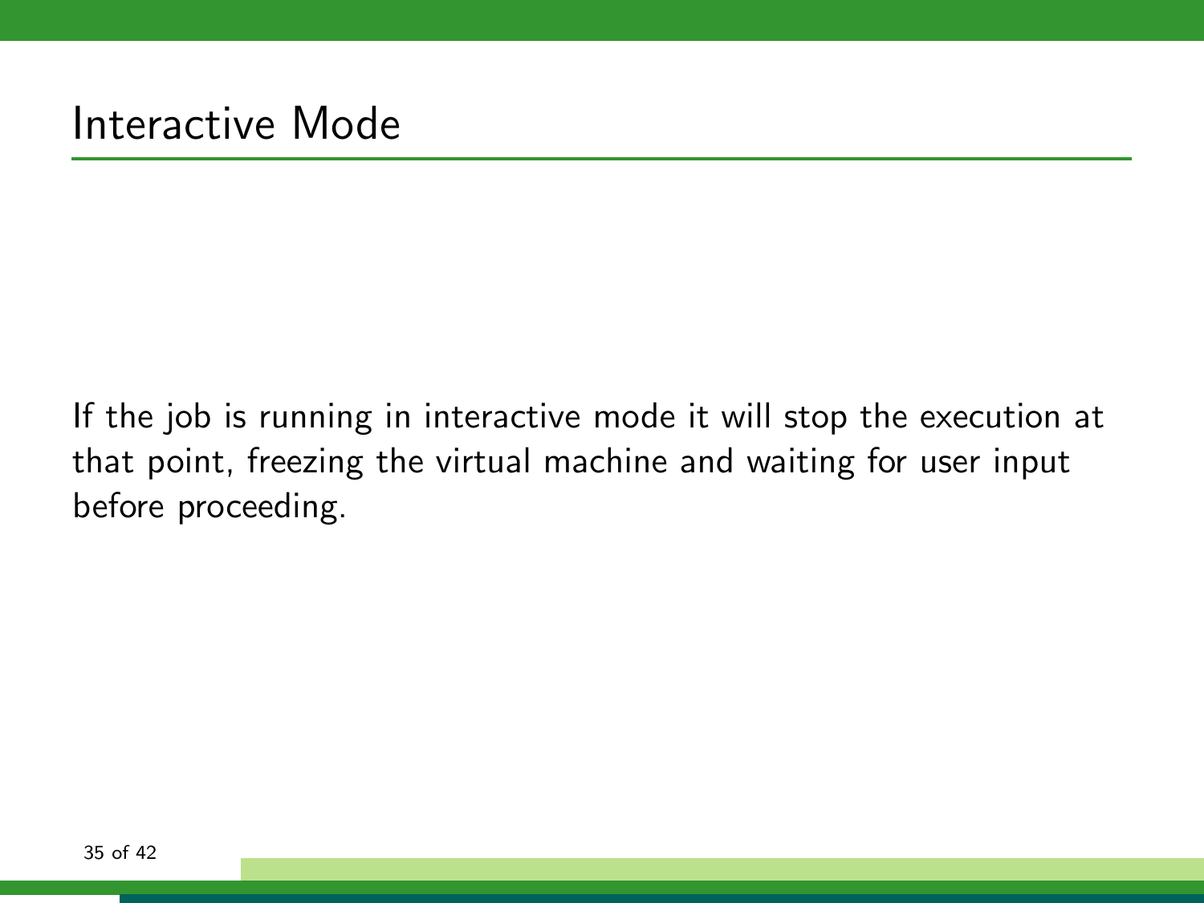# Interactive Mode

If the job is running in interactive mode it will stop the execution at that point, freezing the virtual machine and waiting for user input before proceeding.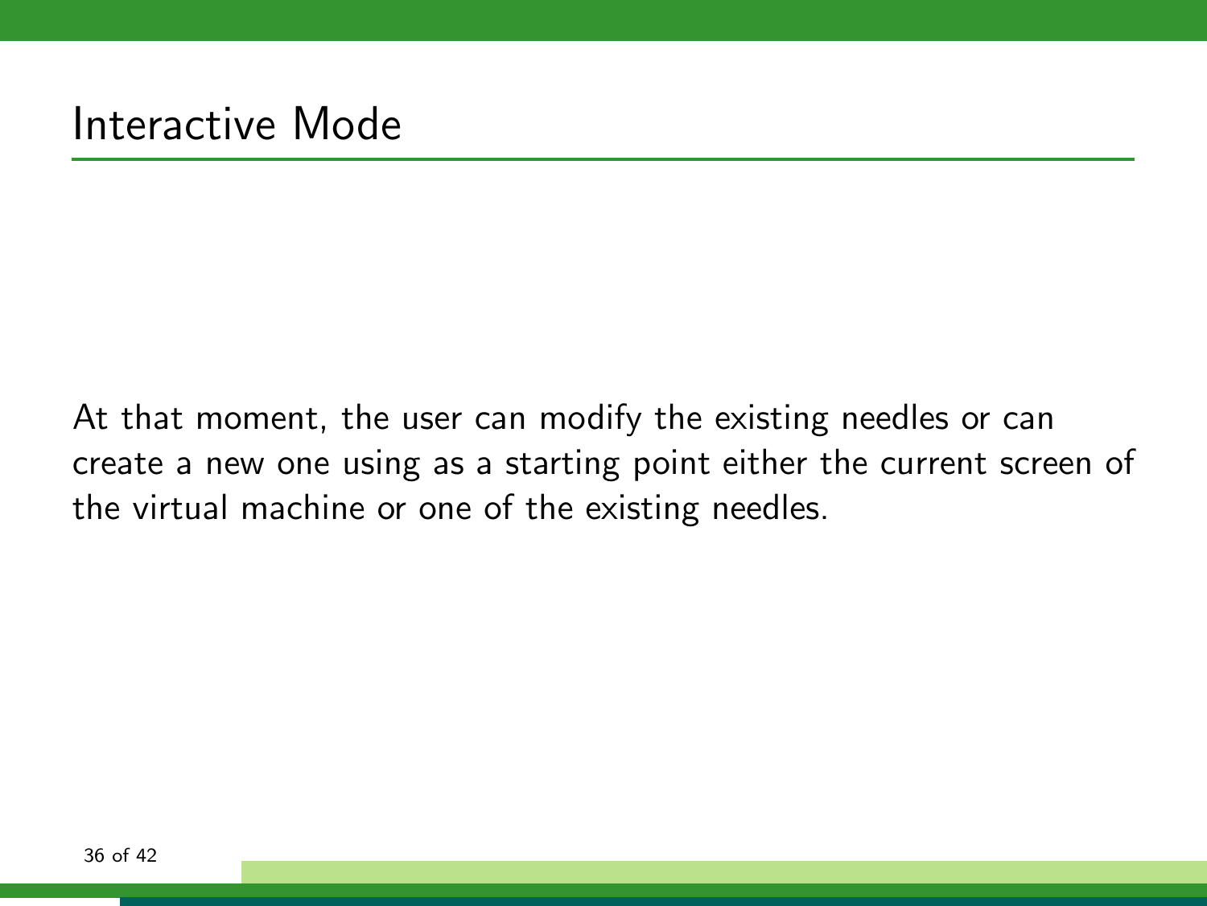# Interactive Mode

At that moment, the user can modify the existing needles or can create a new one using as a starting point either the current screen of the virtual machine or one of the existing needles.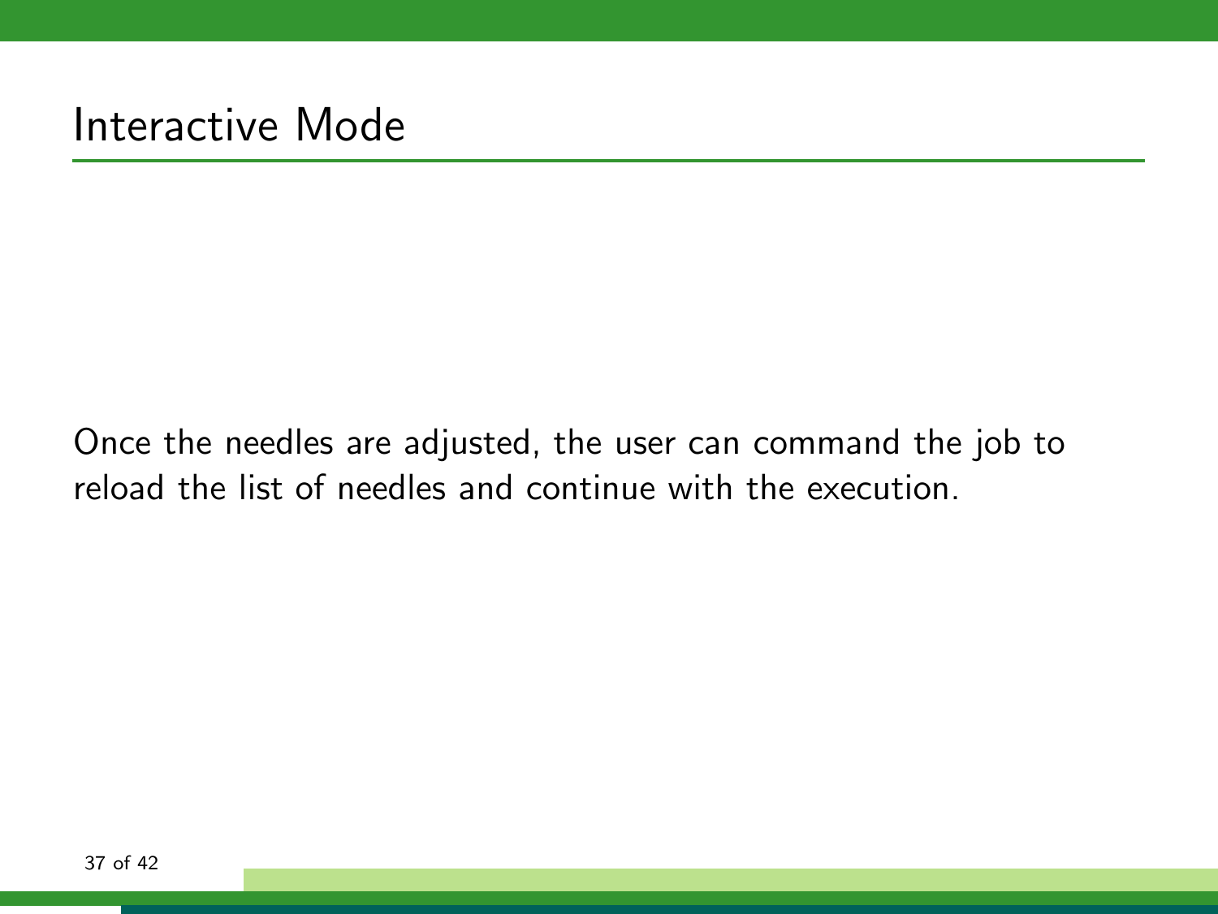# Interactive Mode

Once the needles are adjusted, the user can command the job to reload the list of needles and continue with the execution.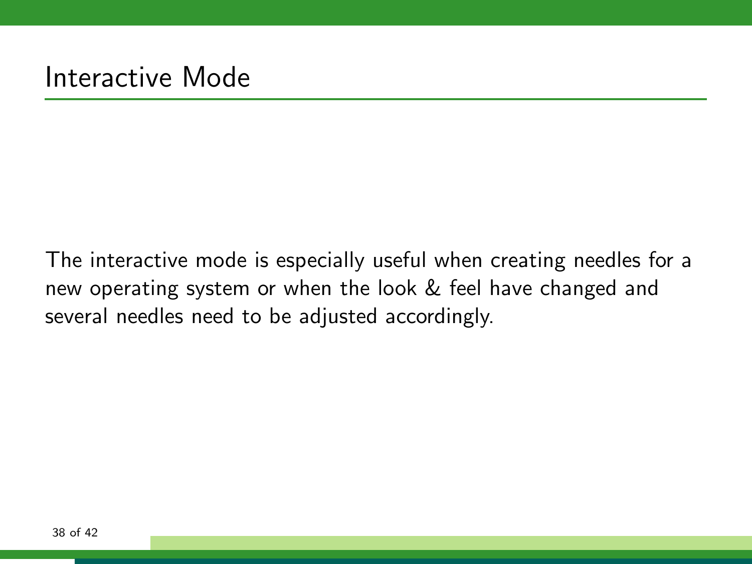# Interactive Mode

The interactive mode is especially useful when creating needles for a new operating system or when the look & feel have changed and several needles need to be adjusted accordingly.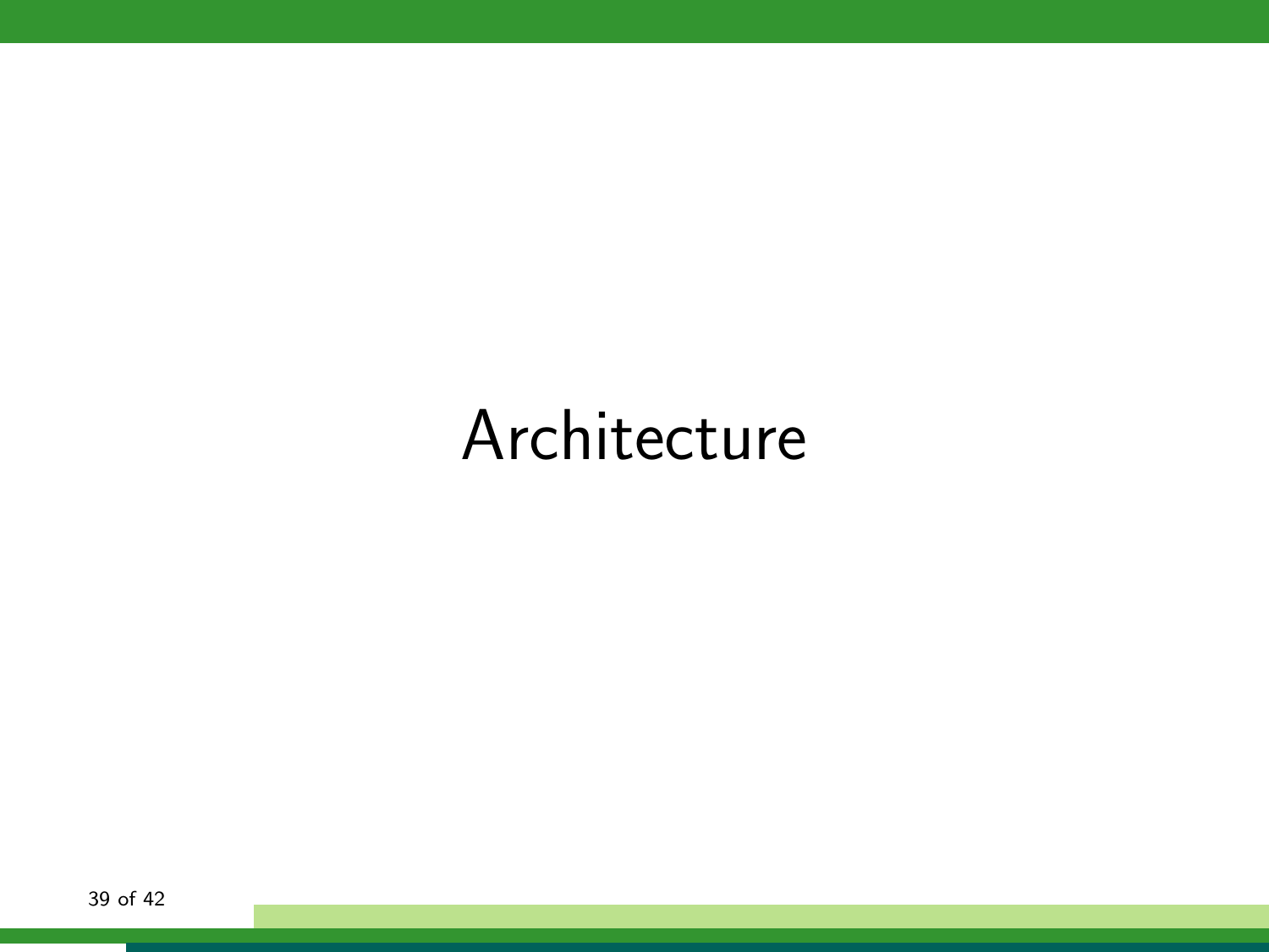# Architecture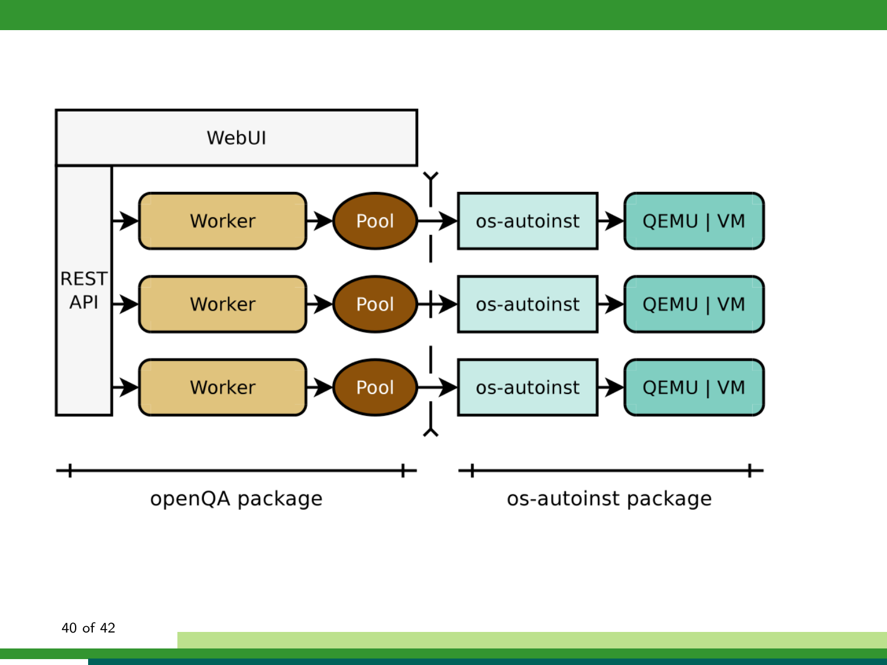WebUI

REST API

Worker → Pool → os-autoinst → QEMU | VM

Worker → Pool → os-autoinst → QEMU | VM

Worker → Pool → os-autoinst → QEMU | VM

openQA package

os-autoinst package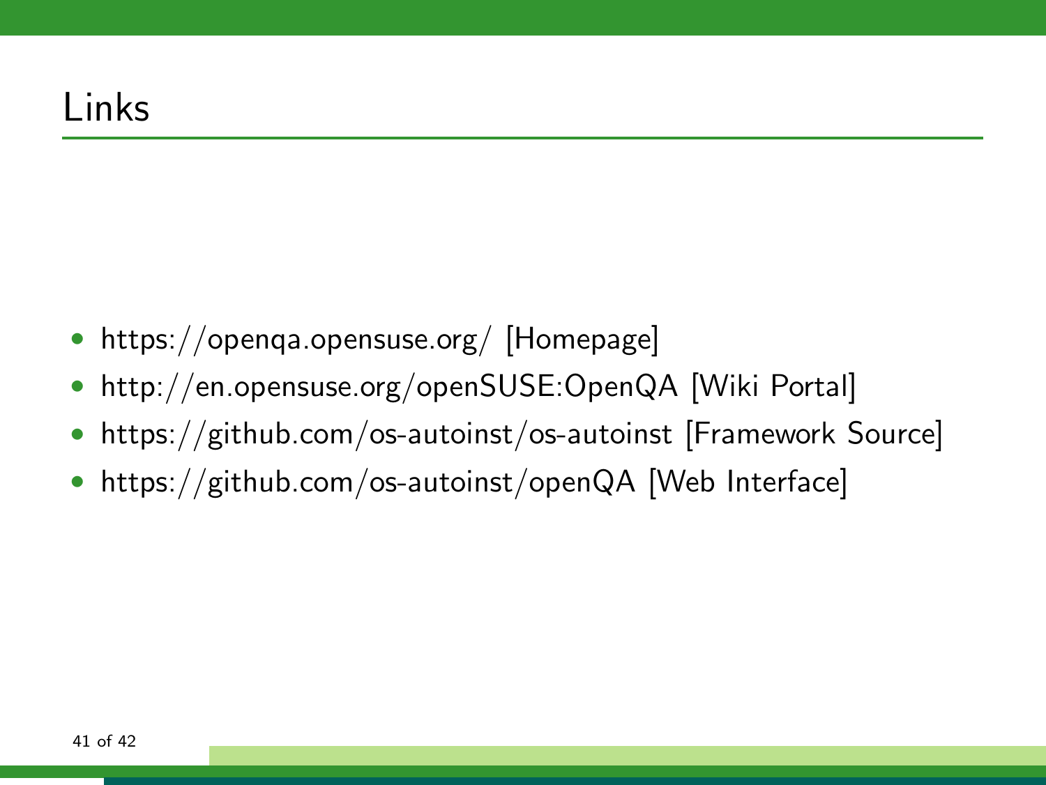# Links

- https://openqa.opensuse.org/ [Homepage]
- http://en.opensuse.org/openSUSE:OpenQA [Wiki Portal]
- https://github.com/os-autoinst/os-autoinst [Framework Source]
- https://github.com/os-autoinst/openQA [Web Interface]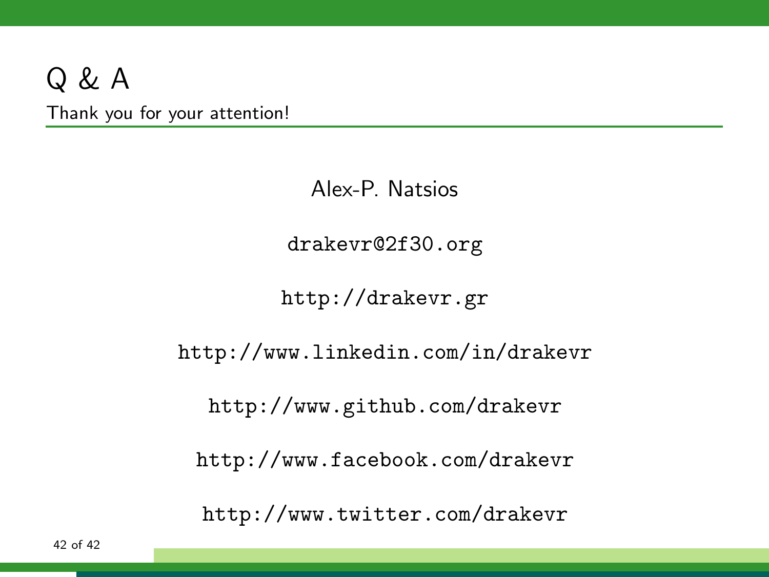# Q & A

Thank you for your attention!

Alex-P. Natsios

drakevr@2f30.org

http://drakevr.gr

http://www.linkedin.com/in/drakevr

http://www.github.com/drakevr

http://www.facebook.com/drakevr

http://www.twitter.com/drakevr